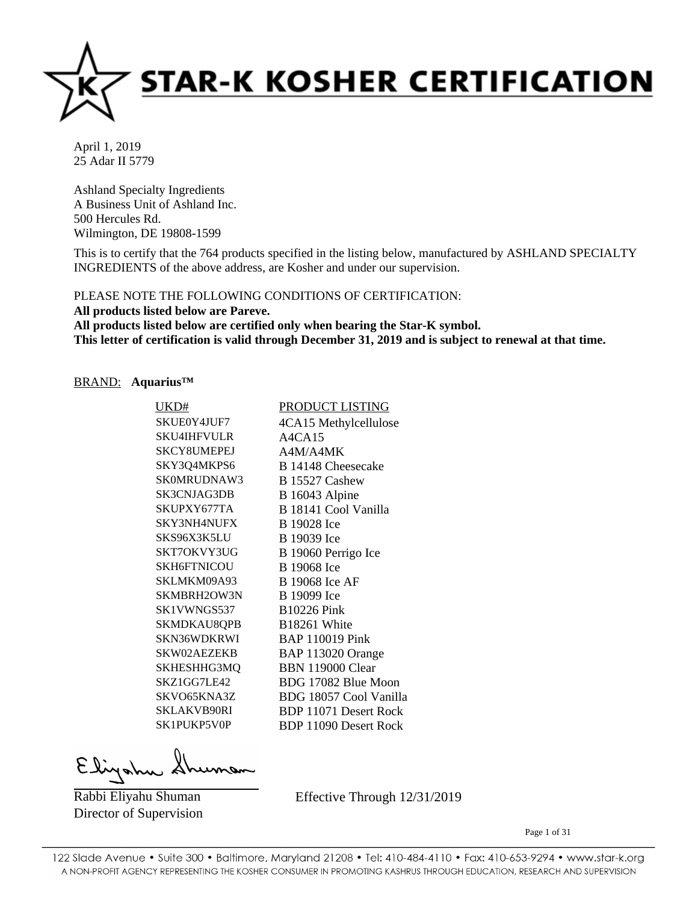# STAR-K KOSHER CERTIFICATION

April 1, 2019
25 Adar II 5779

Ashland Specialty Ingredients
A Business Unit of Ashland Inc.
500 Hercules Rd.
Wilmington, DE 19808-1599

This is to certify that the 764 products specified in the listing below, manufactured by ASHLAND SPECIALTY INGREDIENTS of the above address, are Kosher and under our supervision.

PLEASE NOTE THE FOLLOWING CONDITIONS OF CERTIFICATION:
**All products listed below are Pareve.**
**All products listed below are certified only when bearing the Star-K symbol.**
**This letter of certification is valid through December 31, 2019 and is subject to renewal at that time.**

BRAND: **Aquarius™**

| UKD# | PRODUCT LISTING |
|---|---|
| SKUE0Y4JUF7 | 4CA15 Methylcellulose |
| SKU4IHFVULR | A4CA15 |
| SKCY8UMEPEJ | A4M/A4MK |
| SKY3Q4MKPS6 | B 14148 Cheesecake |
| SK0MRUDNAW3 | B 15527 Cashew |
| SK3CNJAG3DB | B 16043 Alpine |
| SKUPXY677TA | B 18141 Cool Vanilla |
| SKY3NH4NUFX | B 19028 Ice |
| SKS96X3K5LU | B 19039 Ice |
| SKT7OKVY3UG | B 19060 Perrigo Ice |
| SKH6FTNICOU | B 19068 Ice |
| SKLMKM09A93 | B 19068 Ice AF |
| SKMBRH2OW3N | B 19099 Ice |
| SK1VWNGS537 | B10226 Pink |
| SKMDKAU8QPB | B18261 White |
| SKN36WDKRWI | BAP 110019 Pink |
| SKW02AEZEKB | BAP 113020 Orange |
| SKHESHHG3MQ | BBN 119000 Clear |
| SKZ1GG7LE42 | BDG 17082 Blue Moon |
| SKVO65KNA3Z | BDG 18057 Cool Vanilla |
| SKLAKVB90RI | BDP 11071 Desert Rock |
| SK1PUKP5V0P | BDP 11090 Desert Rock |

Rabbi Eliyahu Shuman
Director of Supervision

Effective Through 12/31/2019

122 Slade Avenue • Suite 300 • Baltimore, Maryland 21208 • Tel: 410-484-4110 • Fax: 410-653-9294 • www.star-k.org
A NON-PROFIT AGENCY REPRESENTING THE KOSHER CONSUMER IN PROMOTING KASHRUS THROUGH EDUCATION, RESEARCH AND SUPERVISION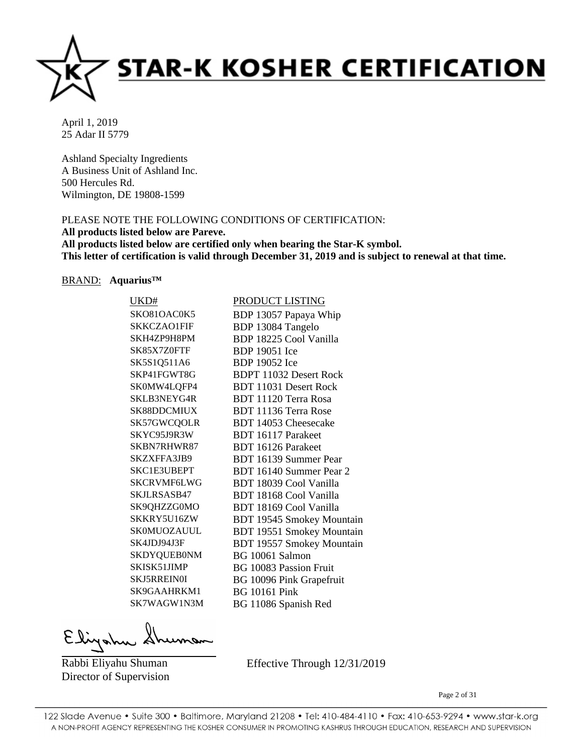# STAR-K KOSHER CERTIFICATION

April 1, 2019
25 Adar II 5779

Ashland Specialty Ingredients
A Business Unit of Ashland Inc.
500 Hercules Rd.
Wilmington, DE 19808-1599

PLEASE NOTE THE FOLLOWING CONDITIONS OF CERTIFICATION:
**All products listed below are Pareve.**
**All products listed below are certified only when bearing the Star-K symbol.**
**This letter of certification is valid through December 31, 2019 and is subject to renewal at that time.**

BRAND: **Aquarius™**

| UKD# | PRODUCT LISTING |
|---|---|
| SKO81OAC0K5 | BDP 13057 Papaya Whip |
| SKKCZAO1FIF | BDP 13084 Tangelo |
| SKH4ZP9H8PM | BDP 18225 Cool Vanilla |
| SK85X7Z0FTF | BDP 19051 Ice |
| SK5S1Q511A6 | BDP 19052 Ice |
| SKP41FGWT8G | BDPT 11032 Desert Rock |
| SK0MW4LQFP4 | BDT 11031 Desert Rock |
| SKLB3NEYG4R | BDT 11120 Terra Rosa |
| SK88DDCMIUX | BDT 11136 Terra Rose |
| SK57GWCQOLR | BDT 14053 Cheesecake |
| SKYC95J9R3W | BDT 16117 Parakeet |
| SKBN7RHWR87 | BDT 16126 Parakeet |
| SKZXFFA3JB9 | BDT 16139 Summer Pear |
| SKC1E3UBEPT | BDT 16140 Summer Pear 2 |
| SKCRVMF6LWG | BDT 18039 Cool Vanilla |
| SKJLRSASB47 | BDT 18168 Cool Vanilla |
| SK9QHZZG0MO | BDT 18169 Cool Vanilla |
| SKKRY5U16ZW | BDT 19545 Smokey Mountain |
| SK0MUOZAUUL | BDT 19551 Smokey Mountain |
| SK4JDJ94J3F | BDT 19557 Smokey Mountain |
| SKDYQUEB0NM | BG 10061 Salmon |
| SKISK51JIMP | BG 10083 Passion Fruit |
| SKJ5RREIN0I | BG 10096 Pink Grapefruit |
| SK9GAAHRKM1 | BG 10161 Pink |
| SK7WAGW1N3M | BG 11086 Spanish Red |

Rabbi Eliyahu Shuman
Director of Supervision

Effective Through 12/31/2019

122 Slade Avenue • Suite 300 • Baltimore, Maryland 21208 • Tel: 410-484-4110 • Fax: 410-653-9294 • www.star-k.org
A NON-PROFIT AGENCY REPRESENTING THE KOSHER CONSUMER IN PROMOTING KASHRUS THROUGH EDUCATION, RESEARCH AND SUPERVISION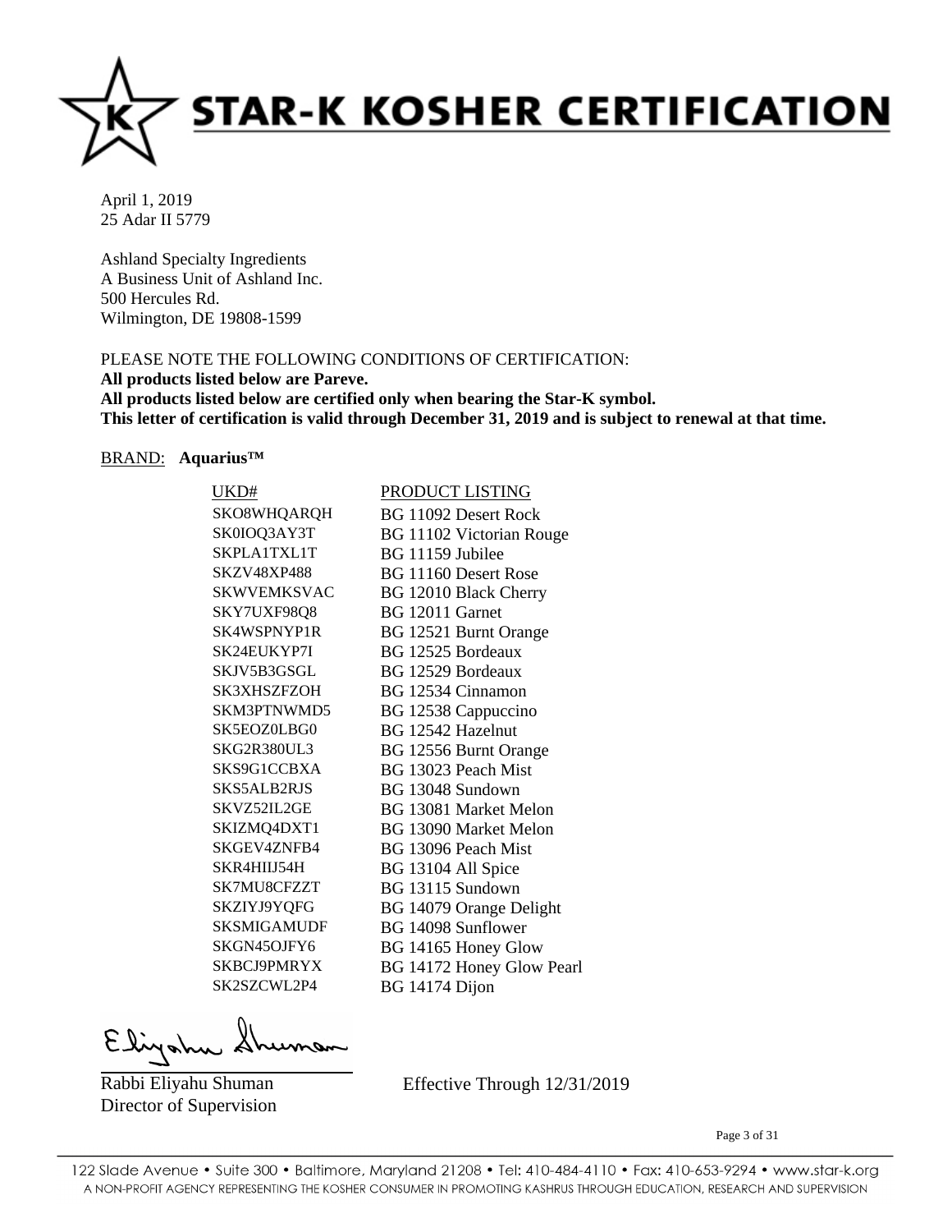# STAR-K KOSHER CERTIFICATION

April 1, 2019
25 Adar II 5779

Ashland Specialty Ingredients
A Business Unit of Ashland Inc.
500 Hercules Rd.
Wilmington, DE 19808-1599

PLEASE NOTE THE FOLLOWING CONDITIONS OF CERTIFICATION:
**All products listed below are Pareve.**
**All products listed below are certified only when bearing the Star-K symbol.**
**This letter of certification is valid through December 31, 2019 and is subject to renewal at that time.**

BRAND: **Aquarius™**

| UKD# | PRODUCT LISTING |
|---|---|
| SKO8WHQARQH | BG 11092 Desert Rock |
| SK0IOQ3AY3T | BG 11102 Victorian Rouge |
| SKPLA1TXL1T | BG 11159 Jubilee |
| SKZV48XP488 | BG 11160 Desert Rose |
| SKWVEMKSVAC | BG 12010 Black Cherry |
| SKY7UXF98Q8 | BG 12011 Garnet |
| SK4WSPNYP1R | BG 12521 Burnt Orange |
| SK24EUKYP7I | BG 12525 Bordeaux |
| SKJV5B3GSGL | BG 12529 Bordeaux |
| SK3XHSZFZOH | BG 12534 Cinnamon |
| SKM3PTNWMD5 | BG 12538 Cappuccino |
| SK5EOZ0LBG0 | BG 12542 Hazelnut |
| SKG2R380UL3 | BG 12556 Burnt Orange |
| SKS9G1CCBXA | BG 13023 Peach Mist |
| SKS5ALB2RJS | BG 13048 Sundown |
| SKVZ52IL2GE | BG 13081 Market Melon |
| SKIZMQ4DXT1 | BG 13090 Market Melon |
| SKGEV4ZNFB4 | BG 13096 Peach Mist |
| SKR4HIIJ54H | BG 13104 All Spice |
| SK7MU8CFZZT | BG 13115 Sundown |
| SKZIYJ9YQFG | BG 14079 Orange Delight |
| SKSMIGAMUDF | BG 14098 Sunflower |
| SKGN45OJFY6 | BG 14165 Honey Glow |
| SKBCJ9PMRYX | BG 14172 Honey Glow Pearl |
| SK2SZCWL2P4 | BG 14174 Dijon |

Rabbi Eliyahu Shuman
Director of Supervision

Effective Through 12/31/2019

122 Slade Avenue • Suite 300 • Baltimore, Maryland 21208 • Tel: 410-484-4110 • Fax: 410-653-9294 • www.star-k.org
A NON-PROFIT AGENCY REPRESENTING THE KOSHER CONSUMER IN PROMOTING KASHRUS THROUGH EDUCATION, RESEARCH AND SUPERVISION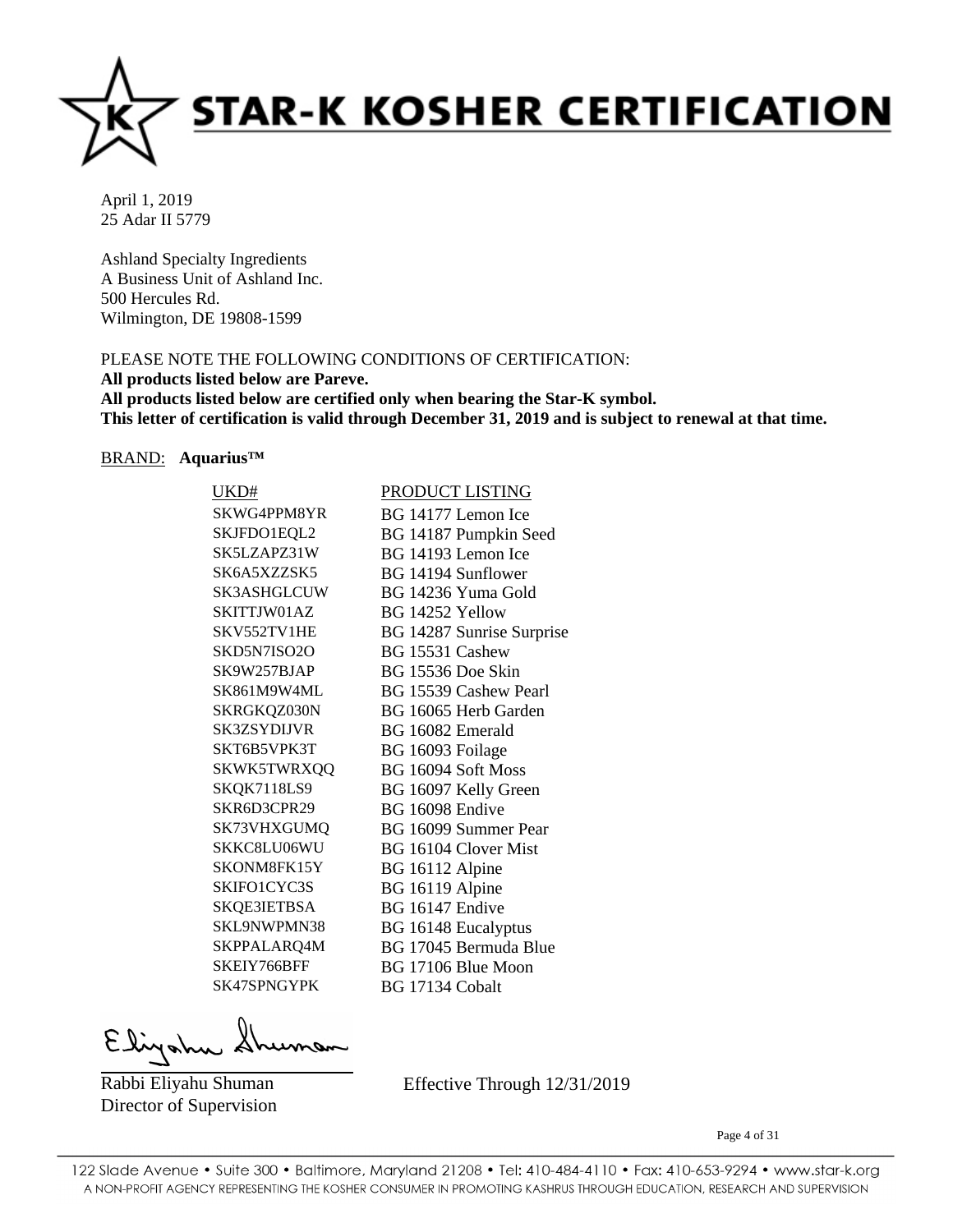# STAR-K KOSHER CERTIFICATION

April 1, 2019
25 Adar II 5779

Ashland Specialty Ingredients
A Business Unit of Ashland Inc.
500 Hercules Rd.
Wilmington, DE 19808-1599

PLEASE NOTE THE FOLLOWING CONDITIONS OF CERTIFICATION:
**All products listed below are Pareve.**
**All products listed below are certified only when bearing the Star-K symbol.**
**This letter of certification is valid through December 31, 2019 and is subject to renewal at that time.**

BRAND: **Aquarius™**

| UKD# | PRODUCT LISTING |
|---|---|
| SKWG4PPM8YR | BG 14177 Lemon Ice |
| SKJFDO1EQL2 | BG 14187 Pumpkin Seed |
| SK5LZAPZ31W | BG 14193 Lemon Ice |
| SK6A5XZZSK5 | BG 14194 Sunflower |
| SK3ASHGLCUW | BG 14236 Yuma Gold |
| SKITTJW01AZ | BG 14252 Yellow |
| SKV552TV1HE | BG 14287 Sunrise Surprise |
| SKD5N7ISO2O | BG 15531 Cashew |
| SK9W257BJAP | BG 15536 Doe Skin |
| SK861M9W4ML | BG 15539 Cashew Pearl |
| SKRGKQZ030N | BG 16065 Herb Garden |
| SK3ZSYDIJVR | BG 16082 Emerald |
| SKT6B5VPK3T | BG 16093 Foilage |
| SKWK5TWRXQQ | BG 16094 Soft Moss |
| SKQK7118LS9 | BG 16097 Kelly Green |
| SKR6D3CPR29 | BG 16098 Endive |
| SK73VHXGUMQ | BG 16099 Summer Pear |
| SKKC8LU06WU | BG 16104 Clover Mist |
| SKONM8FK15Y | BG 16112 Alpine |
| SKIFO1CYC3S | BG 16119 Alpine |
| SKQE3IETBSA | BG 16147 Endive |
| SKL9NWPMN38 | BG 16148 Eucalyptus |
| SKPPALARQ4M | BG 17045 Bermuda Blue |
| SKEIY766BFF | BG 17106 Blue Moon |
| SK47SPNGYPK | BG 17134 Cobalt |

Eliyahu Shuman

Rabbi Eliyahu Shuman
Director of Supervision

Effective Through 12/31/2019

122 Slade Avenue • Suite 300 • Baltimore, Maryland 21208 • Tel: 410-484-4110 • Fax: 410-653-9294 • www.star-k.org
A NON-PROFIT AGENCY REPRESENTING THE KOSHER CONSUMER IN PROMOTING KASHRUS THROUGH EDUCATION, RESEARCH AND SUPERVISION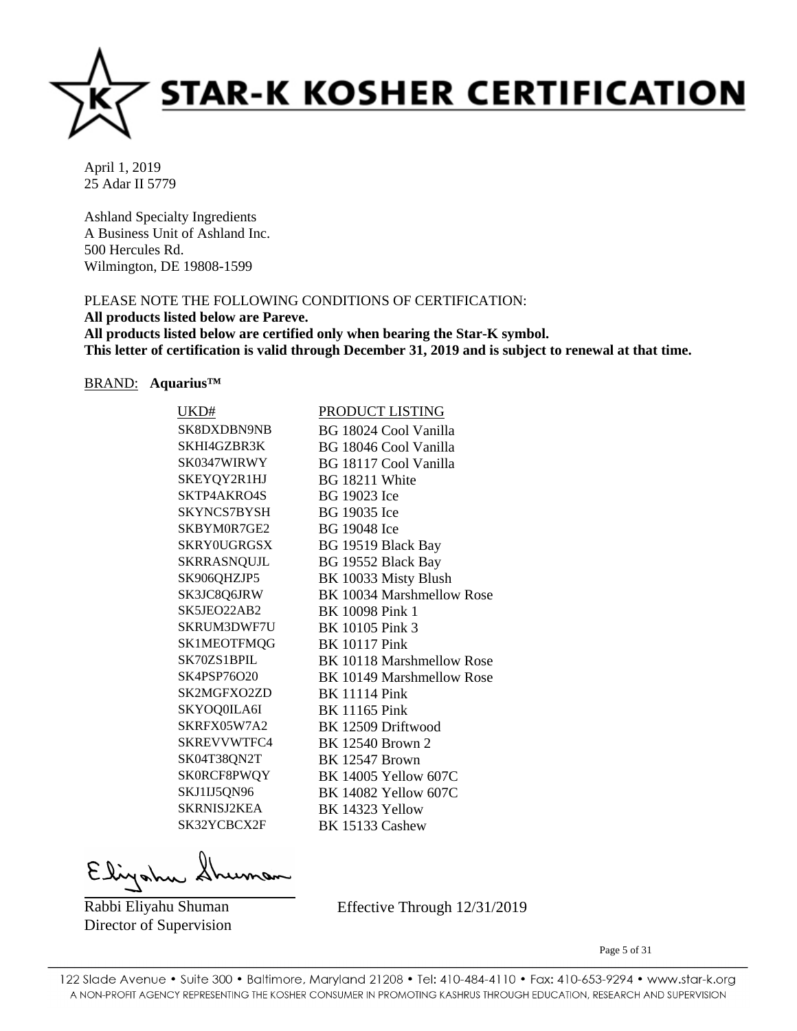# STAR-K KOSHER CERTIFICATION

April 1, 2019
25 Adar II 5779

Ashland Specialty Ingredients
A Business Unit of Ashland Inc.
500 Hercules Rd.
Wilmington, DE 19808-1599

PLEASE NOTE THE FOLLOWING CONDITIONS OF CERTIFICATION:
**All products listed below are Pareve.**
**All products listed below are certified only when bearing the Star-K symbol.**
**This letter of certification is valid through December 31, 2019 and is subject to renewal at that time.**

BRAND: **Aquarius™**

| UKD# | PRODUCT LISTING |
|---|---|
| SK8DXDBN9NB | BG 18024 Cool Vanilla |
| SKHI4GZBR3K | BG 18046 Cool Vanilla |
| SK0347WIRWY | BG 18117 Cool Vanilla |
| SKEYQY2R1HJ | BG 18211 White |
| SKTP4AKRO4S | BG 19023 Ice |
| SKYNCS7BYSH | BG 19035 Ice |
| SKBYM0R7GE2 | BG 19048 Ice |
| SKRY0UGRGSX | BG 19519 Black Bay |
| SKRRASNQUJL | BG 19552 Black Bay |
| SK906QHZJP5 | BK 10033 Misty Blush |
| SK3JC8Q6JRW | BK 10034 Marshmellow Rose |
| SK5JEO22AB2 | BK 10098 Pink 1 |
| SKRUM3DWF7U | BK 10105 Pink 3 |
| SK1MEOTFMQG | BK 10117 Pink |
| SK70ZS1BPIL | BK 10118 Marshmellow Rose |
| SK4PSP76O20 | BK 10149 Marshmellow Rose |
| SK2MGFXO2ZD | BK 11114 Pink |
| SKYOQ0ILA6I | BK 11165 Pink |
| SKRFX05W7A2 | BK 12509 Driftwood |
| SKREVVWTFC4 | BK 12540 Brown 2 |
| SK04T38QN2T | BK 12547 Brown |
| SK0RCF8PWQY | BK 14005 Yellow 607C |
| SKJ1IJ5QN96 | BK 14082 Yellow 607C |
| SKRNISJ2KEA | BK 14323 Yellow |
| SK32YCBCX2F | BK 15133 Cashew |

Rabbi Eliyahu Shuman
Director of Supervision

Effective Through 12/31/2019

122 Slade Avenue • Suite 300 • Baltimore, Maryland 21208 • Tel: 410-484-4110 • Fax: 410-653-9294 • www.star-k.org
A NON-PROFIT AGENCY REPRESENTING THE KOSHER CONSUMER IN PROMOTING KASHRUS THROUGH EDUCATION, RESEARCH AND SUPERVISION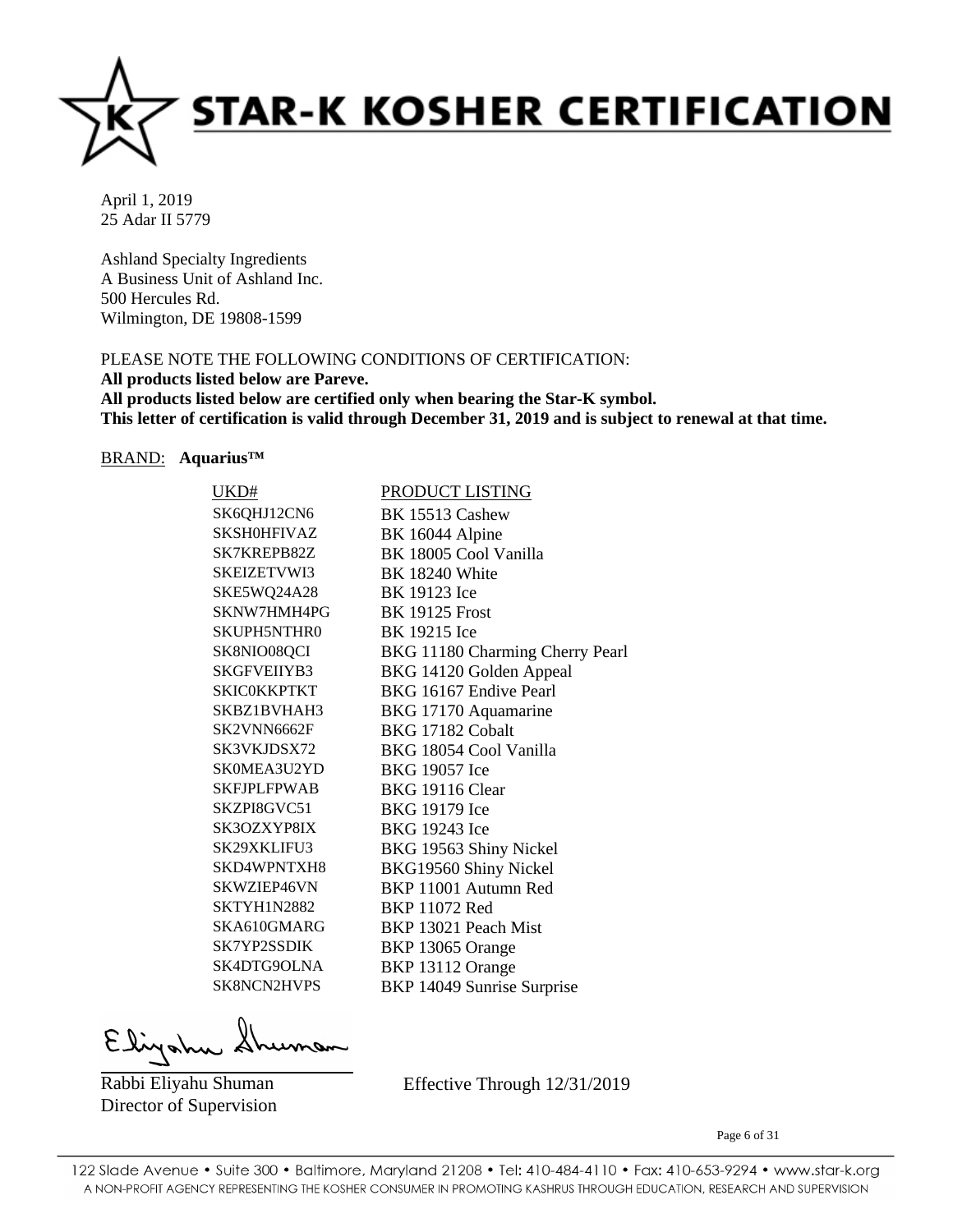# STAR-K KOSHER CERTIFICATION

April 1, 2019
25 Adar II 5779

Ashland Specialty Ingredients
A Business Unit of Ashland Inc.
500 Hercules Rd.
Wilmington, DE 19808-1599

PLEASE NOTE THE FOLLOWING CONDITIONS OF CERTIFICATION:
**All products listed below are Pareve.**
**All products listed below are certified only when bearing the Star-K symbol.**
**This letter of certification is valid through December 31, 2019 and is subject to renewal at that time.**

BRAND: **Aquarius™**

| UKD# | PRODUCT LISTING |
|---|---|
| SK6QHJ12CN6 | BK 15513 Cashew |
| SKSH0HFIVAZ | BK 16044 Alpine |
| SK7KREPB82Z | BK 18005 Cool Vanilla |
| SKEIZETVWI3 | BK 18240 White |
| SKE5WQ24A28 | BK 19123 Ice |
| SKNW7HMH4PG | BK 19125 Frost |
| SKUPH5NTHR0 | BK 19215 Ice |
| SK8NIO08QCI | BKG 11180 Charming Cherry Pearl |
| SKGFVEIIYB3 | BKG 14120 Golden Appeal |
| SKIC0KKPTKT | BKG 16167 Endive Pearl |
| SKBZ1BVHAH3 | BKG 17170 Aquamarine |
| SK2VNN6662F | BKG 17182 Cobalt |
| SK3VKJDSX72 | BKG 18054 Cool Vanilla |
| SK0MEA3U2YD | BKG 19057 Ice |
| SKFJPLFPWAB | BKG 19116 Clear |
| SKZPI8GVC51 | BKG 19179 Ice |
| SK3OZXYP8IX | BKG 19243 Ice |
| SK29XKLIFU3 | BKG 19563 Shiny Nickel |
| SKD4WPNTXH8 | BKG19560 Shiny Nickel |
| SKWZIEP46VN | BKP 11001 Autumn Red |
| SKTYH1N2882 | BKP 11072 Red |
| SKA610GMARG | BKP 13021 Peach Mist |
| SK7YP2SSDIK | BKP 13065 Orange |
| SK4DTG9OLNA | BKP 13112 Orange |
| SK8NCN2HVPS | BKP 14049 Sunrise Surprise |

Rabbi Eliyahu Shuman
Director of Supervision

Effective Through 12/31/2019

122 Slade Avenue • Suite 300 • Baltimore, Maryland 21208 • Tel: 410-484-4110 • Fax: 410-653-9294 • www.star-k.org
A NON-PROFIT AGENCY REPRESENTING THE KOSHER CONSUMER IN PROMOTING KASHRUS THROUGH EDUCATION, RESEARCH AND SUPERVISION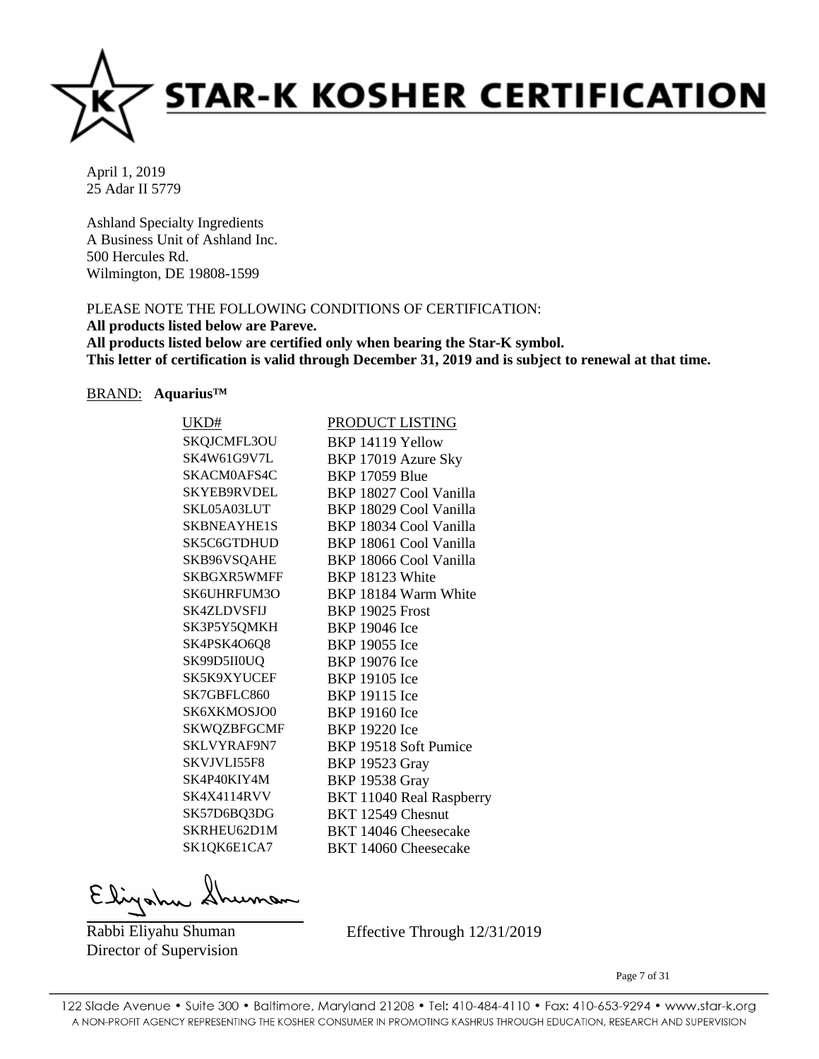# STAR-K KOSHER CERTIFICATION

April 1, 2019
25 Adar II 5779

Ashland Specialty Ingredients
A Business Unit of Ashland Inc.
500 Hercules Rd.
Wilmington, DE 19808-1599

PLEASE NOTE THE FOLLOWING CONDITIONS OF CERTIFICATION:
**All products listed below are Pareve.**
**All products listed below are certified only when bearing the Star-K symbol.**
**This letter of certification is valid through December 31, 2019 and is subject to renewal at that time.**

BRAND: **Aquarius™**

| UKD# | PRODUCT LISTING |
|---|---|
| SKQJCMFL3OU | BKP 14119 Yellow |
| SK4W61G9V7L | BKP 17019 Azure Sky |
| SKACM0AFS4C | BKP 17059 Blue |
| SKYEB9RVDEL | BKP 18027 Cool Vanilla |
| SKL05A03LUT | BKP 18029 Cool Vanilla |
| SKBNEAYHE1S | BKP 18034 Cool Vanilla |
| SK5C6GTDHUD | BKP 18061 Cool Vanilla |
| SKB96VSQAHE | BKP 18066 Cool Vanilla |
| SKBGXR5WMFF | BKP 18123 White |
| SK6UHRFUM3O | BKP 18184 Warm White |
| SK4ZLDVSFIJ | BKP 19025 Frost |
| SK3P5Y5QMKH | BKP 19046 Ice |
| SK4PSK4O6Q8 | BKP 19055 Ice |
| SK99D5II0UQ | BKP 19076 Ice |
| SK5K9XYUCEF | BKP 19105 Ice |
| SK7GBFLC860 | BKP 19115 Ice |
| SK6XKMOSJO0 | BKP 19160 Ice |
| SKWQZBFGCMF | BKP 19220 Ice |
| SKLVYRAF9N7 | BKP 19518 Soft Pumice |
| SKVJVLI55F8 | BKP 19523 Gray |
| SK4P40KIY4M | BKP 19538 Gray |
| SK4X4114RVV | BKT 11040 Real Raspberry |
| SK57D6BQ3DG | BKT 12549 Chesnut |
| SKRHEU62D1M | BKT 14046 Cheesecake |
| SK1QK6E1CA7 | BKT 14060 Cheesecake |

Eliyahu Shuman

Rabbi Eliyahu Shuman
Director of Supervision

Effective Through 12/31/2019

122 Slade Avenue • Suite 300 • Baltimore, Maryland 21208 • Tel: 410-484-4110 • Fax: 410-653-9294 • www.star-k.org
A NON-PROFIT AGENCY REPRESENTING THE KOSHER CONSUMER IN PROMOTING KASHRUS THROUGH EDUCATION, RESEARCH AND SUPERVISION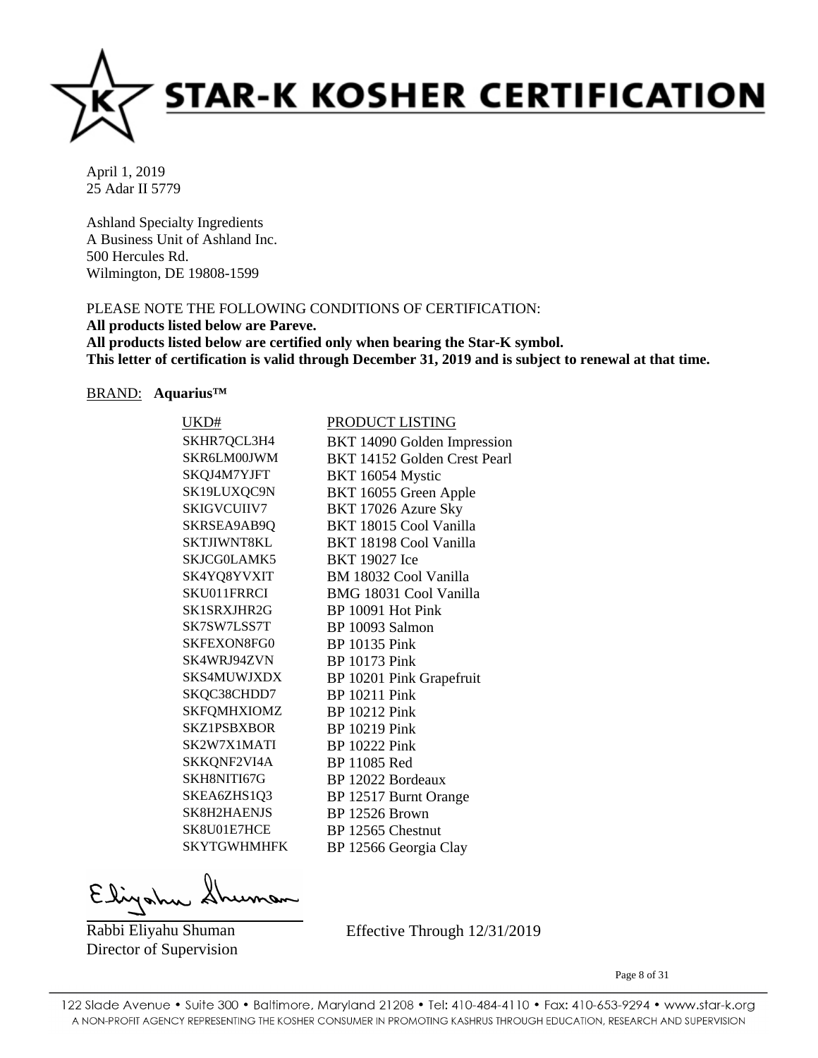# STAR-K KOSHER CERTIFICATION

April 1, 2019
25 Adar II 5779

Ashland Specialty Ingredients
A Business Unit of Ashland Inc.
500 Hercules Rd.
Wilmington, DE 19808-1599

PLEASE NOTE THE FOLLOWING CONDITIONS OF CERTIFICATION:
**All products listed below are Pareve.**
**All products listed below are certified only when bearing the Star-K symbol.**
**This letter of certification is valid through December 31, 2019 and is subject to renewal at that time.**

BRAND: **Aquarius™**

| UKD# | PRODUCT LISTING |
|---|---|
| SKHR7QCL3H4 | BKT 14090 Golden Impression |
| SKR6LM00JWM | BKT 14152 Golden Crest Pearl |
| SKQJ4M7YJFT | BKT 16054 Mystic |
| SK19LUXQC9N | BKT 16055 Green Apple |
| SKIGVCUIIV7 | BKT 17026 Azure Sky |
| SKRSEA9AB9Q | BKT 18015 Cool Vanilla |
| SKTJIWNT8KL | BKT 18198 Cool Vanilla |
| SKJCG0LAMK5 | BKT 19027 Ice |
| SK4YQ8YVXIT | BM 18032 Cool Vanilla |
| SKU011FRRCI | BMG 18031 Cool Vanilla |
| SK1SRXJHR2G | BP 10091 Hot Pink |
| SK7SW7LSS7T | BP 10093 Salmon |
| SKFEXON8FG0 | BP 10135 Pink |
| SK4WRJ94ZVN | BP 10173 Pink |
| SKS4MUWJXDX | BP 10201 Pink Grapefruit |
| SKQC38CHDD7 | BP 10211 Pink |
| SKFQMHXIOMZ | BP 10212 Pink |
| SKZ1PSBXBOR | BP 10219 Pink |
| SK2W7X1MATI | BP 10222 Pink |
| SKKQNF2VI4A | BP 11085 Red |
| SKH8NITI67G | BP 12022 Bordeaux |
| SKEA6ZHS1Q3 | BP 12517 Burnt Orange |
| SK8H2HAENJS | BP 12526 Brown |
| SK8U01E7HCE | BP 12565 Chestnut |
| SKYTGWHMHFK | BP 12566 Georgia Clay |

Rabbi Eliyahu Shuman
Director of Supervision

Effective Through 12/31/2019

122 Slade Avenue • Suite 300 • Baltimore, Maryland 21208 • Tel: 410-484-4110 • Fax: 410-653-9294 • www.star-k.org
A NON-PROFIT AGENCY REPRESENTING THE KOSHER CONSUMER IN PROMOTING KASHRUS THROUGH EDUCATION, RESEARCH AND SUPERVISION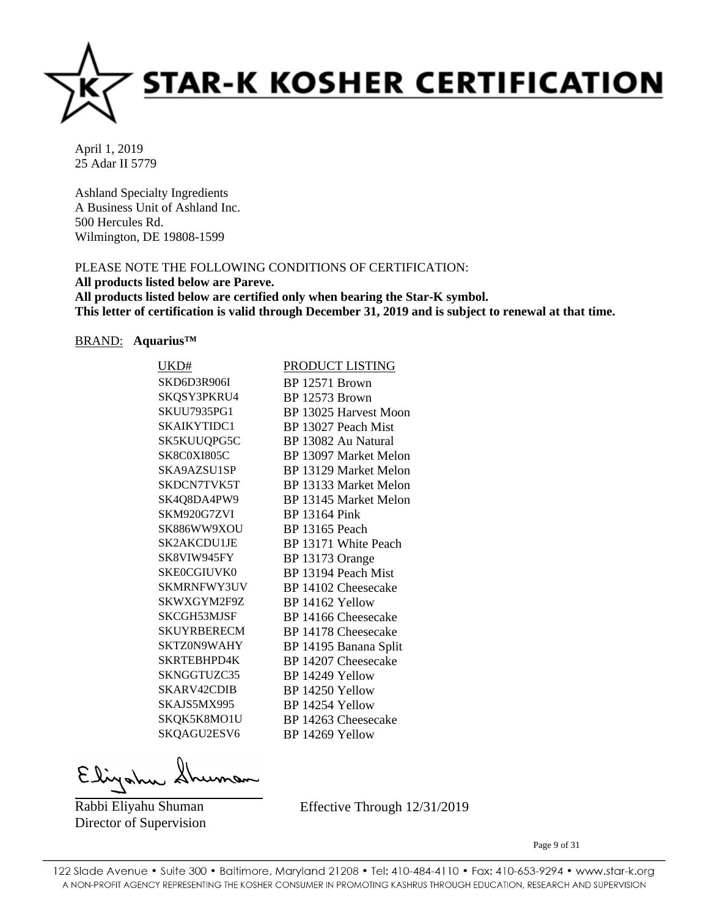# STAR-K KOSHER CERTIFICATION

April 1, 2019
25 Adar II 5779

Ashland Specialty Ingredients
A Business Unit of Ashland Inc.
500 Hercules Rd.
Wilmington, DE 19808-1599

PLEASE NOTE THE FOLLOWING CONDITIONS OF CERTIFICATION:
**All products listed below are Pareve.**
**All products listed below are certified only when bearing the Star-K symbol.**
**This letter of certification is valid through December 31, 2019 and is subject to renewal at that time.**

BRAND: **Aquarius™**

| UKD# | PRODUCT LISTING |
|---|---|
| SKD6D3R906I | BP 12571 Brown |
| SKQSY3PKRU4 | BP 12573 Brown |
| SKUU7935PG1 | BP 13025 Harvest Moon |
| SKAIKYTIDC1 | BP 13027 Peach Mist |
| SK5KUUQPG5C | BP 13082 Au Natural |
| SK8C0XI805C | BP 13097 Market Melon |
| SKA9AZSU1SP | BP 13129 Market Melon |
| SKDCN7TVK5T | BP 13133 Market Melon |
| SK4Q8DA4PW9 | BP 13145 Market Melon |
| SKM920G7ZVI | BP 13164 Pink |
| SK886WW9XOU | BP 13165 Peach |
| SK2AKCDU1JE | BP 13171 White Peach |
| SK8VIW945FY | BP 13173 Orange |
| SKE0CGIUVK0 | BP 13194 Peach Mist |
| SKMRNFWY3UV | BP 14102 Cheesecake |
| SKWXGYM2F9Z | BP 14162 Yellow |
| SKCGH53MJSF | BP 14166 Cheesecake |
| SKUYRBERECM | BP 14178 Cheesecake |
| SKTZ0N9WAHY | BP 14195 Banana Split |
| SKRTEBHPD4K | BP 14207 Cheesecake |
| SKNGGTUZC35 | BP 14249 Yellow |
| SKARV42CDIB | BP 14250 Yellow |
| SKAJS5MX995 | BP 14254 Yellow |
| SKQK5K8MO1U | BP 14263 Cheesecake |
| SKQAGU2ESV6 | BP 14269 Yellow |

Rabbi Eliyahu Shuman
Director of Supervision

Effective Through 12/31/2019

122 Slade Avenue • Suite 300 • Baltimore, Maryland 21208 • Tel: 410-484-4110 • Fax: 410-653-9294 • www.star-k.org
A NON-PROFIT AGENCY REPRESENTING THE KOSHER CONSUMER IN PROMOTING KASHRUS THROUGH EDUCATION, RESEARCH AND SUPERVISION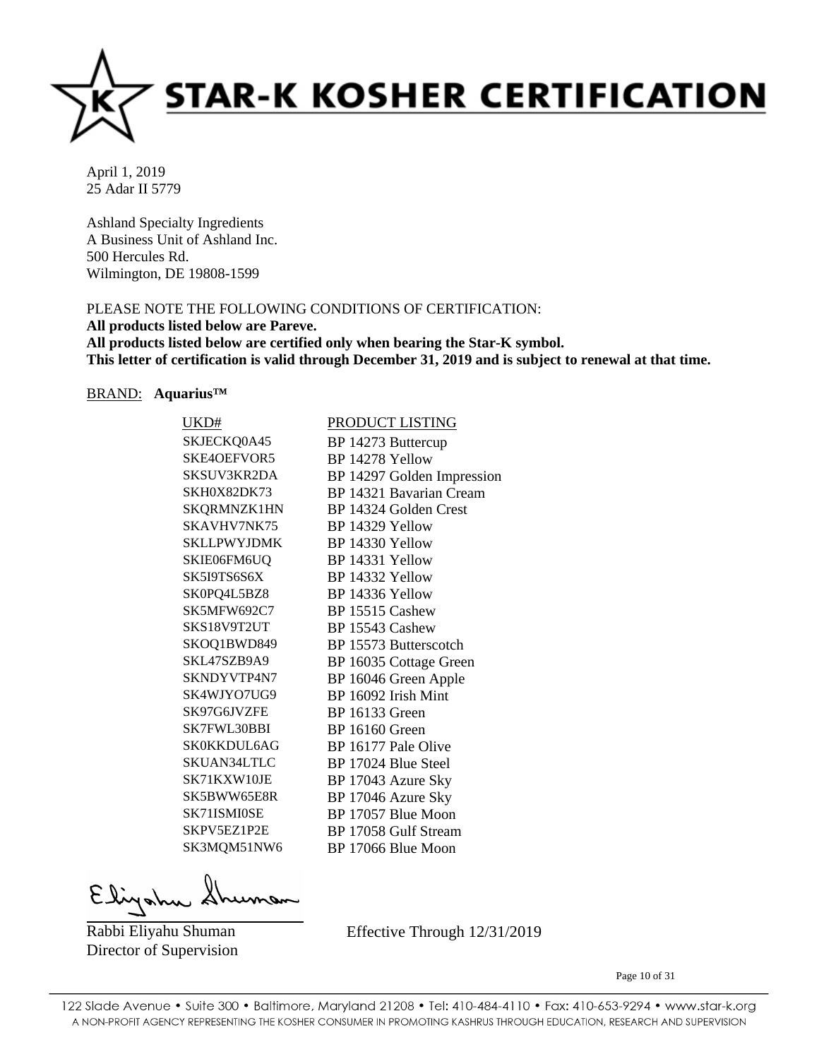# STAR-K KOSHER CERTIFICATION

April 1, 2019
25 Adar II 5779

Ashland Specialty Ingredients
A Business Unit of Ashland Inc.
500 Hercules Rd.
Wilmington, DE 19808-1599

PLEASE NOTE THE FOLLOWING CONDITIONS OF CERTIFICATION:
**All products listed below are Pareve.**
**All products listed below are certified only when bearing the Star-K symbol.**
**This letter of certification is valid through December 31, 2019 and is subject to renewal at that time.**

BRAND: **Aquarius™**

| UKD# | PRODUCT LISTING |
|---|---|
| SKJECKQ0A45 | BP 14273 Buttercup |
| SKE4OEFVOR5 | BP 14278 Yellow |
| SKSUV3KR2DA | BP 14297 Golden Impression |
| SKH0X82DK73 | BP 14321 Bavarian Cream |
| SKQRMNZK1HN | BP 14324 Golden Crest |
| SKAVHV7NK75 | BP 14329 Yellow |
| SKLLPWYJDMK | BP 14330 Yellow |
| SKIE06FM6UQ | BP 14331 Yellow |
| SK5I9TS6S6X | BP 14332 Yellow |
| SK0PQ4L5BZ8 | BP 14336 Yellow |
| SK5MFW692C7 | BP 15515 Cashew |
| SKS18V9T2UT | BP 15543 Cashew |
| SKOQ1BWD849 | BP 15573 Butterscotch |
| SKL47SZB9A9 | BP 16035 Cottage Green |
| SKNDYVTP4N7 | BP 16046 Green Apple |
| SK4WJYO7UG9 | BP 16092 Irish Mint |
| SK97G6JVZFE | BP 16133 Green |
| SK7FWL30BBI | BP 16160 Green |
| SK0KKDUL6AG | BP 16177 Pale Olive |
| SKUAN34LTLC | BP 17024 Blue Steel |
| SK71KXW10JE | BP 17043 Azure Sky |
| SK5BWW65E8R | BP 17046 Azure Sky |
| SK71ISMI0SE | BP 17057 Blue Moon |
| SKPV5EZ1P2E | BP 17058 Gulf Stream |
| SK3MQM51NW6 | BP 17066 Blue Moon |

Rabbi Eliyahu Shuman
Director of Supervision

Effective Through 12/31/2019

122 Slade Avenue • Suite 300 • Baltimore, Maryland 21208 • Tel: 410-484-4110 • Fax: 410-653-9294 • www.star-k.org
A NON-PROFIT AGENCY REPRESENTING THE KOSHER CONSUMER IN PROMOTING KASHRUS THROUGH EDUCATION, RESEARCH AND SUPERVISION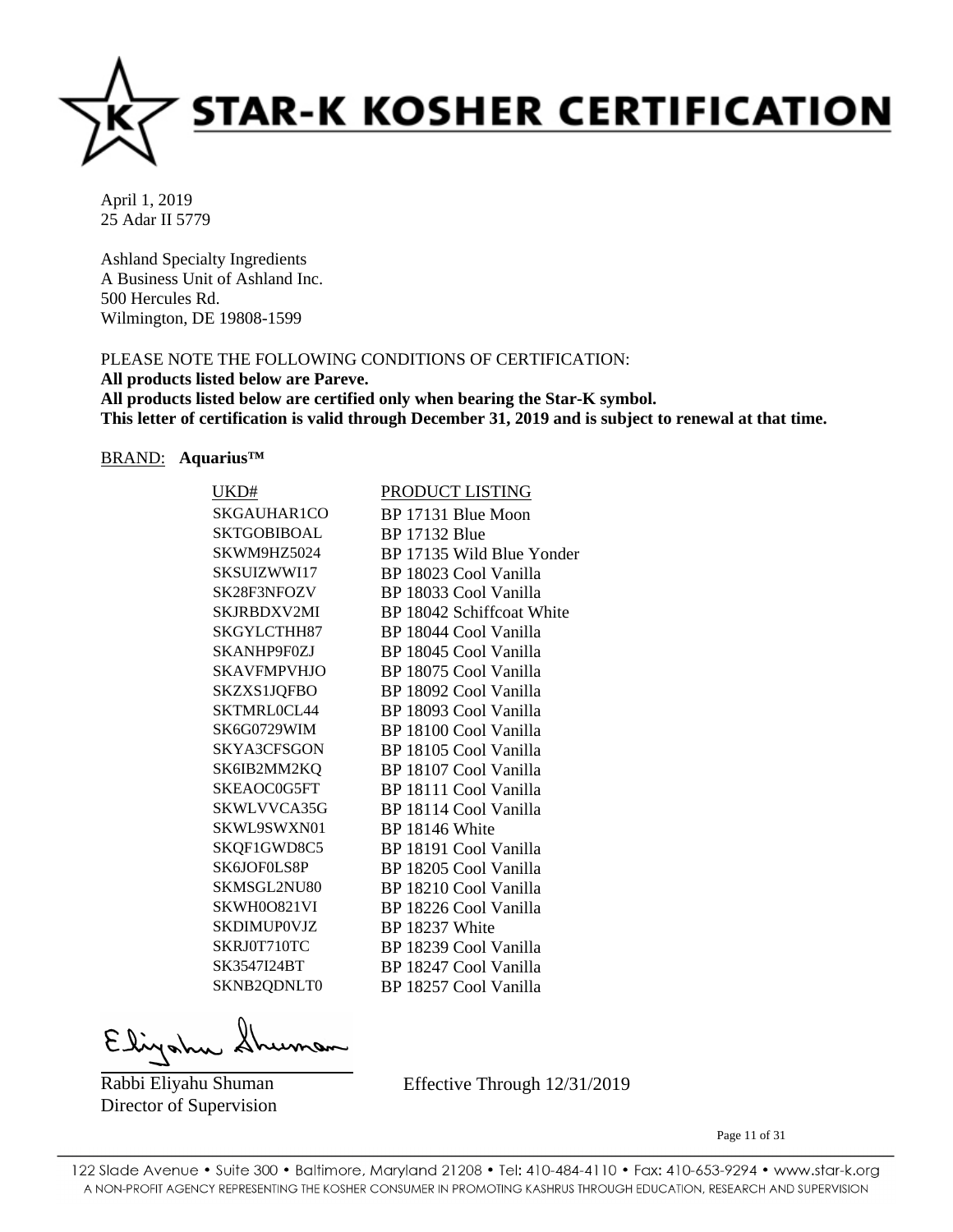# STAR-K KOSHER CERTIFICATION

April 1, 2019
25 Adar II 5779

Ashland Specialty Ingredients
A Business Unit of Ashland Inc.
500 Hercules Rd.
Wilmington, DE 19808-1599

PLEASE NOTE THE FOLLOWING CONDITIONS OF CERTIFICATION:
**All products listed below are Pareve.**
**All products listed below are certified only when bearing the Star-K symbol.**
**This letter of certification is valid through December 31, 2019 and is subject to renewal at that time.**

BRAND: **Aquarius™**

| UKD# | PRODUCT LISTING |
|---|---|
| SKGAUHAR1CO | BP 17131 Blue Moon |
| SKTGOBIBOAL | BP 17132 Blue |
| SKWM9HZ5024 | BP 17135 Wild Blue Yonder |
| SKSUIZWWI17 | BP 18023 Cool Vanilla |
| SK28F3NFOZV | BP 18033 Cool Vanilla |
| SKJRBDXV2MI | BP 18042 Schiffcoat White |
| SKGYLCTHH87 | BP 18044 Cool Vanilla |
| SKANHP9F0ZJ | BP 18045 Cool Vanilla |
| SKAVFMPVHJO | BP 18075 Cool Vanilla |
| SKZXS1JQFBO | BP 18092 Cool Vanilla |
| SKTMRL0CL44 | BP 18093 Cool Vanilla |
| SK6G0729WIM | BP 18100 Cool Vanilla |
| SKYA3CFSGON | BP 18105 Cool Vanilla |
| SK6IB2MM2KQ | BP 18107 Cool Vanilla |
| SKEAOC0G5FT | BP 18111 Cool Vanilla |
| SKWLVVCA35G | BP 18114 Cool Vanilla |
| SKWL9SWXN01 | BP 18146 White |
| SKQF1GWD8C5 | BP 18191 Cool Vanilla |
| SK6JOF0LS8P | BP 18205 Cool Vanilla |
| SKMSGL2NU80 | BP 18210 Cool Vanilla |
| SKWH0O821VI | BP 18226 Cool Vanilla |
| SKDIMUP0VJZ | BP 18237 White |
| SKRJ0T710TC | BP 18239 Cool Vanilla |
| SK3547I24BT | BP 18247 Cool Vanilla |
| SKNB2QDNLT0 | BP 18257 Cool Vanilla |

Rabbi Eliyahu Shuman
Director of Supervision

Effective Through 12/31/2019

122 Slade Avenue • Suite 300 • Baltimore, Maryland 21208 • Tel: 410-484-4110 • Fax: 410-653-9294 • www.star-k.org
A NON-PROFIT AGENCY REPRESENTING THE KOSHER CONSUMER IN PROMOTING KASHRUS THROUGH EDUCATION, RESEARCH AND SUPERVISION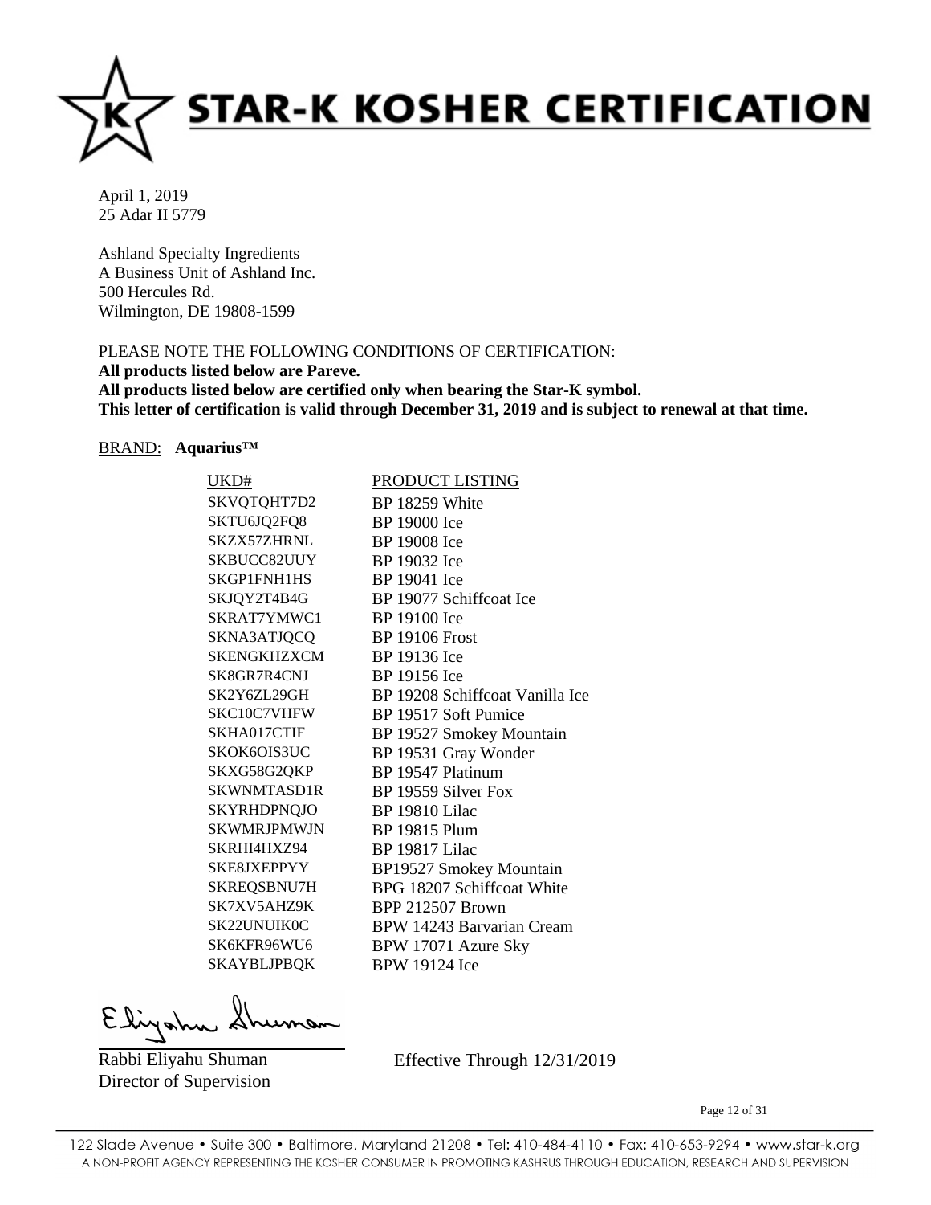# STAR-K KOSHER CERTIFICATION

April 1, 2019
25 Adar II 5779

Ashland Specialty Ingredients
A Business Unit of Ashland Inc.
500 Hercules Rd.
Wilmington, DE 19808-1599

PLEASE NOTE THE FOLLOWING CONDITIONS OF CERTIFICATION:
**All products listed below are Pareve.**
**All products listed below are certified only when bearing the Star-K symbol.**
**This letter of certification is valid through December 31, 2019 and is subject to renewal at that time.**

BRAND: **Aquarius™**

| UKD# | PRODUCT LISTING |
|---|---|
| SKVQTQHT7D2 | BP 18259 White |
| SKTU6JQ2FQ8 | BP 19000 Ice |
| SKZX57ZHRNL | BP 19008 Ice |
| SKBUCC82UUY | BP 19032 Ice |
| SKGP1FNH1HS | BP 19041 Ice |
| SKJQY2T4B4G | BP 19077 Schiffcoat Ice |
| SKRAT7YMWC1 | BP 19100 Ice |
| SKNA3ATJQCQ | BP 19106 Frost |
| SKENGKHZXCM | BP 19136 Ice |
| SK8GR7R4CNJ | BP 19156 Ice |
| SK2Y6ZL29GH | BP 19208 Schiffcoat Vanilla Ice |
| SKC10C7VHFW | BP 19517 Soft Pumice |
| SKHA017CTIF | BP 19527 Smokey Mountain |
| SKOK6OIS3UC | BP 19531 Gray Wonder |
| SKXG58G2QKP | BP 19547 Platinum |
| SKWNMTASD1R | BP 19559 Silver Fox |
| SKYRHDPNQJO | BP 19810 Lilac |
| SKWMRJPMWJN | BP 19815 Plum |
| SKRHI4HXZ94 | BP 19817 Lilac |
| SKE8JXEPPYY | BP19527 Smokey Mountain |
| SKREQSBNU7H | BPG 18207 Schiffcoat White |
| SK7XV5AHZ9K | BPP 212507 Brown |
| SK22UNUIK0C | BPW 14243 Barvarian Cream |
| SK6KFR96WU6 | BPW 17071 Azure Sky |
| SKAYBLJPBQK | BPW 19124 Ice |

Rabbi Eliyahu Shuman
Director of Supervision

Effective Through 12/31/2019

122 Slade Avenue • Suite 300 • Baltimore, Maryland 21208 • Tel: 410-484-4110 • Fax: 410-653-9294 • www.star-k.org
A NON-PROFIT AGENCY REPRESENTING THE KOSHER CONSUMER IN PROMOTING KASHRUS THROUGH EDUCATION, RESEARCH AND SUPERVISION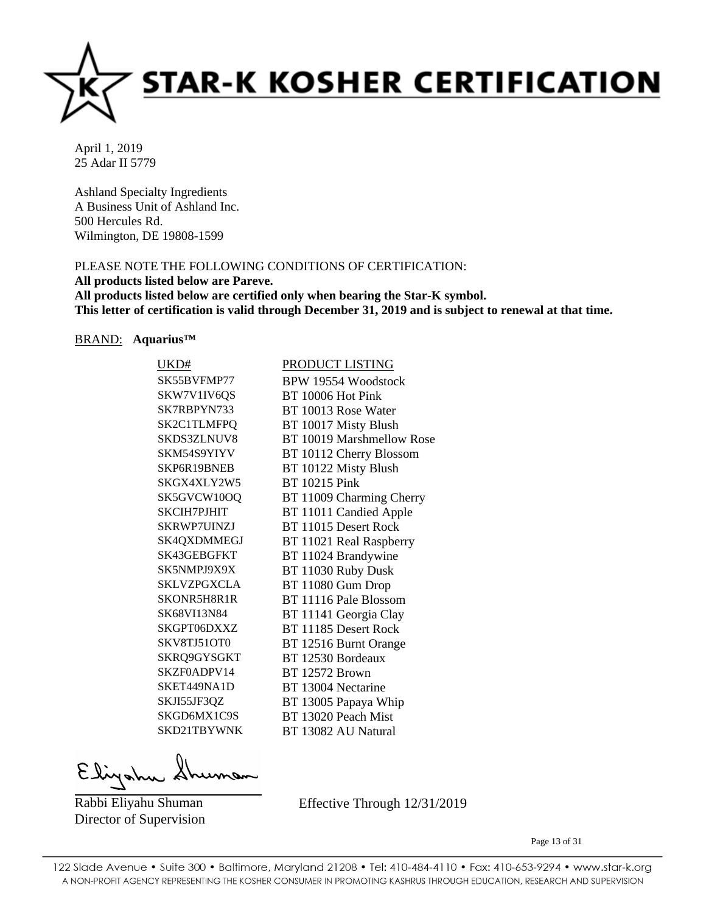# STAR-K KOSHER CERTIFICATION

April 1, 2019
25 Adar II 5779

Ashland Specialty Ingredients
A Business Unit of Ashland Inc.
500 Hercules Rd.
Wilmington, DE 19808-1599

PLEASE NOTE THE FOLLOWING CONDITIONS OF CERTIFICATION:
**All products listed below are Pareve.**
**All products listed below are certified only when bearing the Star-K symbol.**
**This letter of certification is valid through December 31, 2019 and is subject to renewal at that time.**

BRAND: **Aquarius™**

| UKD# | PRODUCT LISTING |
|---|---|
| SK55BVFMP77 | BPW 19554 Woodstock |
| SKW7V1IV6QS | BT 10006 Hot Pink |
| SK7RBPYN733 | BT 10013 Rose Water |
| SK2C1TLMFPQ | BT 10017 Misty Blush |
| SKDS3ZLNUV8 | BT 10019 Marshmellow Rose |
| SKM54S9YIYV | BT 10112 Cherry Blossom |
| SKP6R19BNEB | BT 10122 Misty Blush |
| SKGX4XLY2W5 | BT 10215 Pink |
| SK5GVCW10OQ | BT 11009 Charming Cherry |
| SKCIH7PJHIT | BT 11011 Candied Apple |
| SKRWP7UINZJ | BT 11015 Desert Rock |
| SK4QXDMMEGJ | BT 11021 Real Raspberry |
| SK43GEBGFKT | BT 11024 Brandywine |
| SK5NMPJ9X9X | BT 11030 Ruby Dusk |
| SKLVZPGXCLA | BT 11080 Gum Drop |
| SKONR5H8R1R | BT 11116 Pale Blossom |
| SK68VI13N84 | BT 11141 Georgia Clay |
| SKGPT06DXXZ | BT 11185 Desert Rock |
| SKV8TJ51OT0 | BT 12516 Burnt Orange |
| SKRQ9GYSGKT | BT 12530 Bordeaux |
| SKZF0ADPV14 | BT 12572 Brown |
| SKET449NA1D | BT 13004 Nectarine |
| SKJI55JF3QZ | BT 13005 Papaya Whip |
| SKGD6MX1C9S | BT 13020 Peach Mist |
| SKD21TBYWNK | BT 13082 AU Natural |

Rabbi Eliyahu Shuman
Director of Supervision

Effective Through 12/31/2019

122 Slade Avenue • Suite 300 • Baltimore, Maryland 21208 • Tel: 410-484-4110 • Fax: 410-653-9294 • www.star-k.org
A NON-PROFIT AGENCY REPRESENTING THE KOSHER CONSUMER IN PROMOTING KASHRUS THROUGH EDUCATION, RESEARCH AND SUPERVISION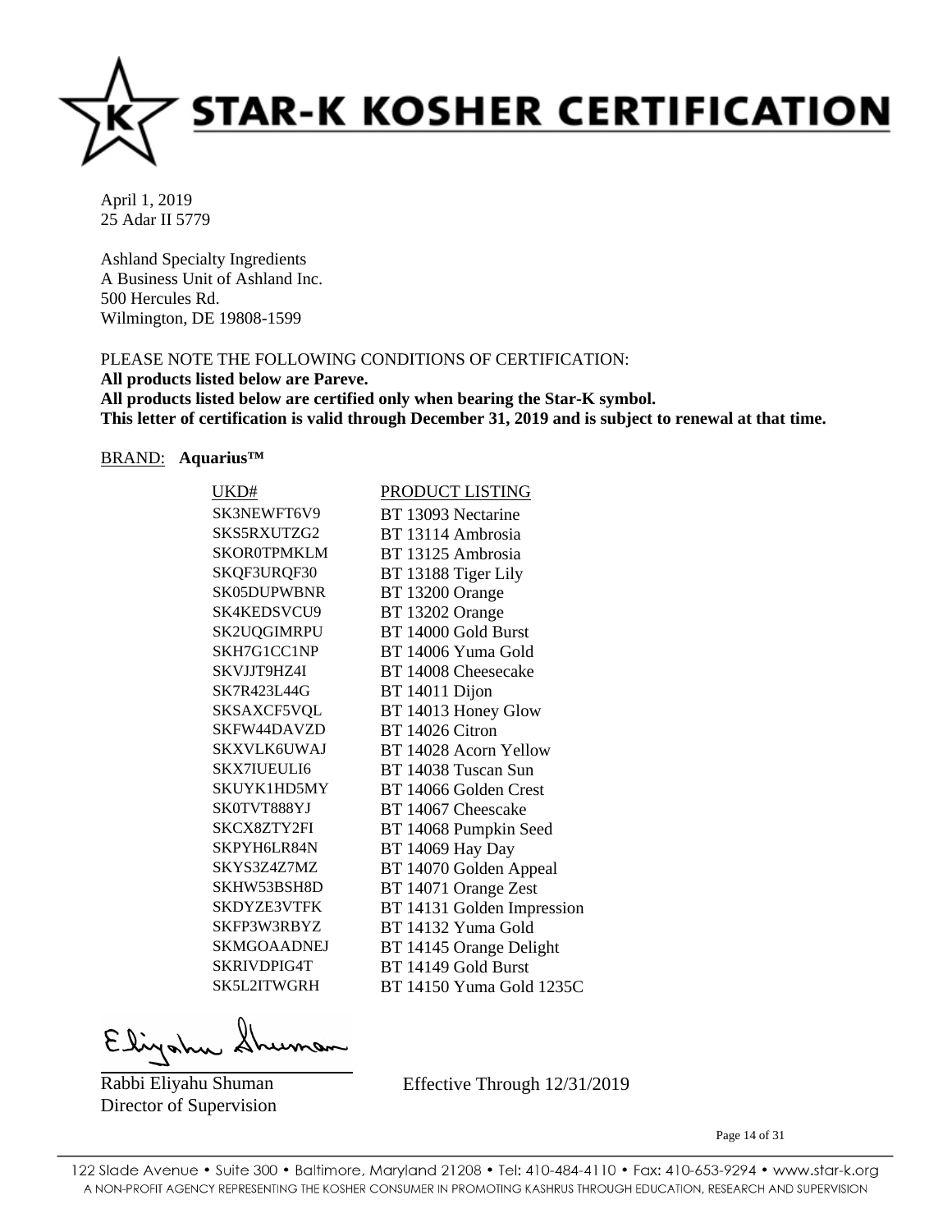# STAR-K KOSHER CERTIFICATION

April 1, 2019
25 Adar II 5779

Ashland Specialty Ingredients
A Business Unit of Ashland Inc.
500 Hercules Rd.
Wilmington, DE 19808-1599

PLEASE NOTE THE FOLLOWING CONDITIONS OF CERTIFICATION:
**All products listed below are Pareve.**
**All products listed below are certified only when bearing the Star-K symbol.**
**This letter of certification is valid through December 31, 2019 and is subject to renewal at that time.**

BRAND: **Aquarius™**

| UKD# | PRODUCT LISTING |
|---|---|
| SK3NEWFT6V9 | BT 13093 Nectarine |
| SKS5RXUTZG2 | BT 13114 Ambrosia |
| SKOR0TPMKLM | BT 13125 Ambrosia |
| SKQF3URQF30 | BT 13188 Tiger Lily |
| SK05DUPWBNR | BT 13200 Orange |
| SK4KEDSVCU9 | BT 13202 Orange |
| SK2UQGIMRPU | BT 14000 Gold Burst |
| SKH7G1CC1NP | BT 14006 Yuma Gold |
| SKVJJT9HZ4I | BT 14008 Cheesecake |
| SK7R423L44G | BT 14011 Dijon |
| SKSAXCF5VQL | BT 14013 Honey Glow |
| SKFW44DAVZD | BT 14026 Citron |
| SKXVLK6UWAJ | BT 14028 Acorn Yellow |
| SKX7IUEULI6 | BT 14038 Tuscan Sun |
| SKUYK1HD5MY | BT 14066 Golden Crest |
| SK0TVT888YJ | BT 14067 Cheescake |
| SKCX8ZTY2FI | BT 14068 Pumpkin Seed |
| SKPYH6LR84N | BT 14069 Hay Day |
| SKYS3Z4Z7MZ | BT 14070 Golden Appeal |
| SKHW53BSH8D | BT 14071 Orange Zest |
| SKDYZE3VTFK | BT 14131 Golden Impression |
| SKFP3W3RBYZ | BT 14132 Yuma Gold |
| SKMGOAADNEJ | BT 14145 Orange Delight |
| SKRIVDPIG4T | BT 14149 Gold Burst |
| SK5L2ITWGRH | BT 14150 Yuma Gold 1235C |

Rabbi Eliyahu Shuman
Director of Supervision

Effective Through 12/31/2019

122 Slade Avenue • Suite 300 • Baltimore, Maryland 21208 • Tel: 410-484-4110 • Fax: 410-653-9294 • www.star-k.org
A NON-PROFIT AGENCY REPRESENTING THE KOSHER CONSUMER IN PROMOTING KASHRUS THROUGH EDUCATION, RESEARCH AND SUPERVISION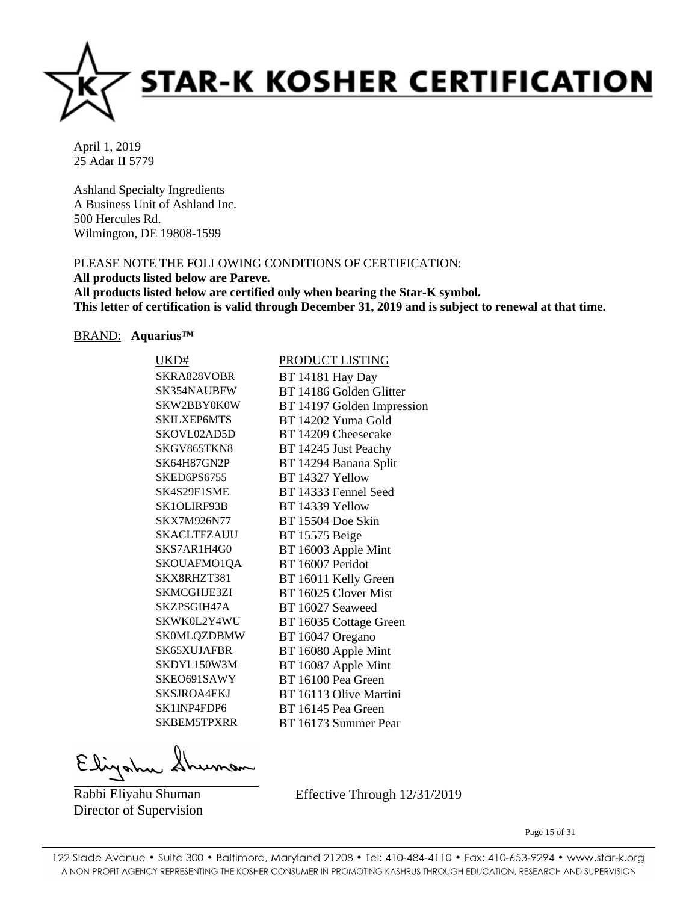# STAR-K KOSHER CERTIFICATION

April 1, 2019
25 Adar II 5779

Ashland Specialty Ingredients
A Business Unit of Ashland Inc.
500 Hercules Rd.
Wilmington, DE 19808-1599

PLEASE NOTE THE FOLLOWING CONDITIONS OF CERTIFICATION:
**All products listed below are Pareve.**
**All products listed below are certified only when bearing the Star-K symbol.**
**This letter of certification is valid through December 31, 2019 and is subject to renewal at that time.**

BRAND: **Aquarius™**

| UKD# | PRODUCT LISTING |
|---|---|
| SKRA828VOBR | BT 14181 Hay Day |
| SK354NAUBFW | BT 14186 Golden Glitter |
| SKW2BBY0K0W | BT 14197 Golden Impression |
| SKILXEP6MTS | BT 14202 Yuma Gold |
| SKOVL02AD5D | BT 14209 Cheesecake |
| SKGV865TKN8 | BT 14245 Just Peachy |
| SK64H87GN2P | BT 14294 Banana Split |
| SKED6PS6755 | BT 14327 Yellow |
| SK4S29F1SME | BT 14333 Fennel Seed |
| SK1OLIRF93B | BT 14339 Yellow |
| SKX7M926N77 | BT 15504 Doe Skin |
| SKACLTFZAUU | BT 15575 Beige |
| SKS7AR1H4G0 | BT 16003 Apple Mint |
| SKOUAFMO1QA | BT 16007 Peridot |
| SKX8RHZT381 | BT 16011 Kelly Green |
| SKMCGHJE3ZI | BT 16025 Clover Mist |
| SKZPSGIH47A | BT 16027 Seaweed |
| SKWK0L2Y4WU | BT 16035 Cottage Green |
| SK0MLQZDBMW | BT 16047 Oregano |
| SK65XUJAFBR | BT 16080 Apple Mint |
| SKDYL150W3M | BT 16087 Apple Mint |
| SKEO691SAWY | BT 16100 Pea Green |
| SKSJROA4EKJ | BT 16113 Olive Martini |
| SK1INP4FDP6 | BT 16145 Pea Green |
| SKBEM5TPXRR | BT 16173 Summer Pear |

Rabbi Eliyahu Shuman
Director of Supervision

Effective Through 12/31/2019

122 Slade Avenue • Suite 300 • Baltimore, Maryland 21208 • Tel: 410-484-4110 • Fax: 410-653-9294 • www.star-k.org
A NON-PROFIT AGENCY REPRESENTING THE KOSHER CONSUMER IN PROMOTING KASHRUS THROUGH EDUCATION, RESEARCH AND SUPERVISION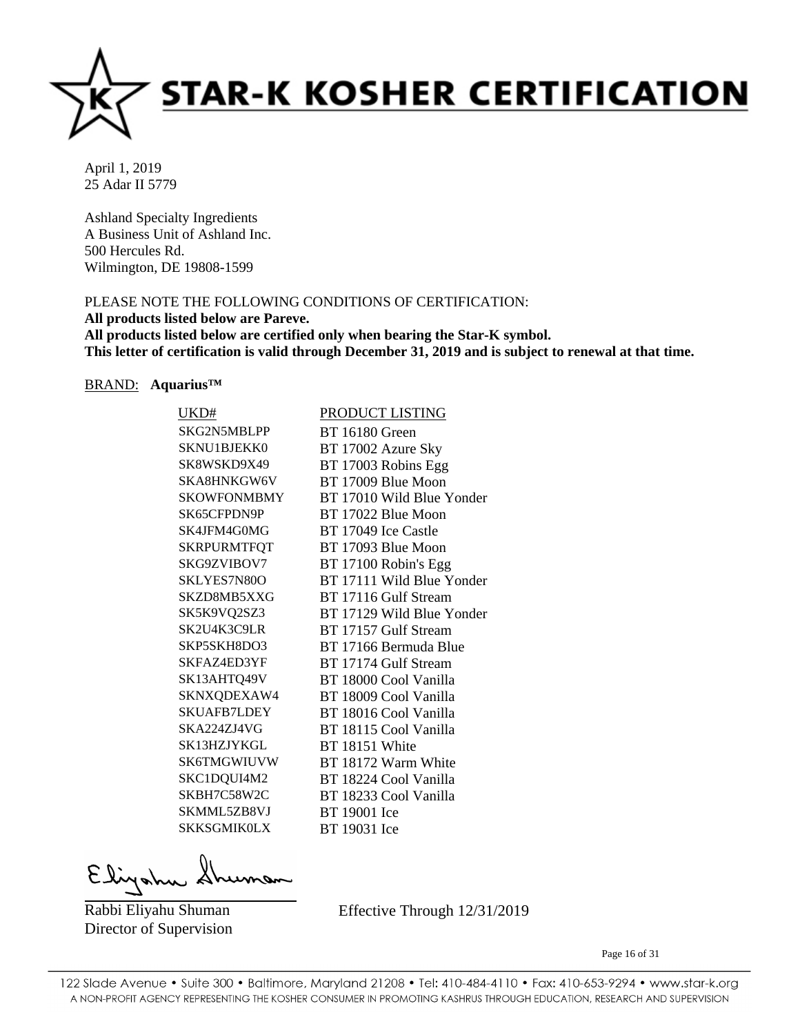# STAR-K KOSHER CERTIFICATION

April 1, 2019
25 Adar II 5779

Ashland Specialty Ingredients
A Business Unit of Ashland Inc.
500 Hercules Rd.
Wilmington, DE 19808-1599

PLEASE NOTE THE FOLLOWING CONDITIONS OF CERTIFICATION:
**All products listed below are Pareve.**
**All products listed below are certified only when bearing the Star-K symbol.**
**This letter of certification is valid through December 31, 2019 and is subject to renewal at that time.**

BRAND: **Aquarius™**

| UKD# | PRODUCT LISTING |
|---|---|
| SKG2N5MBLPP | BT 16180 Green |
| SKNU1BJEKK0 | BT 17002 Azure Sky |
| SK8WSKD9X49 | BT 17003 Robins Egg |
| SKA8HNKGW6V | BT 17009 Blue Moon |
| SKOWFONMBMY | BT 17010 Wild Blue Yonder |
| SK65CFPDN9P | BT 17022 Blue Moon |
| SK4JFM4G0MG | BT 17049 Ice Castle |
| SKRPURMTFQT | BT 17093 Blue Moon |
| SKG9ZVIBOV7 | BT 17100 Robin's Egg |
| SKLYES7N80O | BT 17111 Wild Blue Yonder |
| SKZD8MB5XXG | BT 17116 Gulf Stream |
| SK5K9VQ2SZ3 | BT 17129 Wild Blue Yonder |
| SK2U4K3C9LR | BT 17157 Gulf Stream |
| SKP5SKH8DO3 | BT 17166 Bermuda Blue |
| SKFAZ4ED3YF | BT 17174 Gulf Stream |
| SK13AHTQ49V | BT 18000 Cool Vanilla |
| SKNXQDEXAW4 | BT 18009 Cool Vanilla |
| SKUAFB7LDEY | BT 18016 Cool Vanilla |
| SKA224ZJ4VG | BT 18115 Cool Vanilla |
| SK13HZJYKGL | BT 18151 White |
| SK6TMGWIUVW | BT 18172 Warm White |
| SKC1DQUI4M2 | BT 18224 Cool Vanilla |
| SKBH7C58W2C | BT 18233 Cool Vanilla |
| SKMML5ZB8VJ | BT 19001 Ice |
| SKKSGMIK0LX | BT 19031 Ice |

Rabbi Eliyahu Shuman
Director of Supervision

Effective Through 12/31/2019

122 Slade Avenue • Suite 300 • Baltimore, Maryland 21208 • Tel: 410-484-4110 • Fax: 410-653-9294 • www.star-k.org
A NON-PROFIT AGENCY REPRESENTING THE KOSHER CONSUMER IN PROMOTING KASHRUS THROUGH EDUCATION, RESEARCH AND SUPERVISION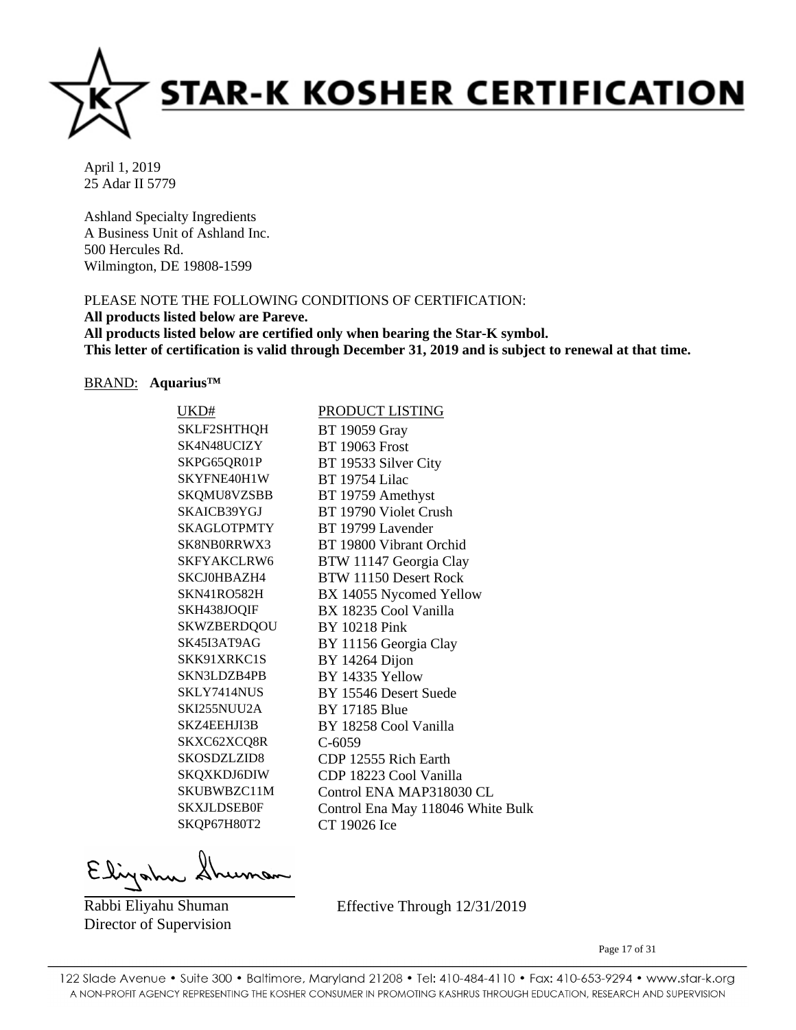# STAR-K KOSHER CERTIFICATION

April 1, 2019
25 Adar II 5779

Ashland Specialty Ingredients
A Business Unit of Ashland Inc.
500 Hercules Rd.
Wilmington, DE 19808-1599

PLEASE NOTE THE FOLLOWING CONDITIONS OF CERTIFICATION:
**All products listed below are Pareve.**
**All products listed below are certified only when bearing the Star-K symbol.**
**This letter of certification is valid through December 31, 2019 and is subject to renewal at that time.**

BRAND: **Aquarius™**

| UKD# | PRODUCT LISTING |
|---|---|
| SKLF2SHTHQH | BT 19059 Gray |
| SK4N48UCIZY | BT 19063 Frost |
| SKPG65QR01P | BT 19533 Silver City |
| SKYFNE40H1W | BT 19754 Lilac |
| SKQMU8VZSBB | BT 19759 Amethyst |
| SKAICB39YGJ | BT 19790 Violet Crush |
| SKAGLOTPMTY | BT 19799 Lavender |
| SK8NB0RRWX3 | BT 19800 Vibrant Orchid |
| SKFYAKCLRW6 | BTW 11147 Georgia Clay |
| SKCJ0HBAZH4 | BTW 11150 Desert Rock |
| SKN41RO582H | BX 14055 Nycomed Yellow |
| SKH438JOQIF | BX 18235 Cool Vanilla |
| SKWZBERDQOU | BY 10218 Pink |
| SK45I3AT9AG | BY 11156 Georgia Clay |
| SKK91XRKC1S | BY 14264 Dijon |
| SKN3LDZB4PB | BY 14335 Yellow |
| SKLY7414NUS | BY 15546 Desert Suede |
| SKI255NUU2A | BY 17185 Blue |
| SKZ4EEHJI3B | BY 18258 Cool Vanilla |
| SKXC62XCQ8R | C-6059 |
| SKOSDZLZID8 | CDP 12555 Rich Earth |
| SKQXKDJ6DIW | CDP 18223 Cool Vanilla |
| SKUBWBZC11M | Control ENA MAP318030 CL |
| SKXJLDSEB0F | Control Ena May 118046 White Bulk |
| SKQP67H80T2 | CT 19026 Ice |

Rabbi Eliyahu Shuman
Director of Supervision

Effective Through 12/31/2019

122 Slade Avenue • Suite 300 • Baltimore, Maryland 21208 • Tel: 410-484-4110 • Fax: 410-653-9294 • www.star-k.org
A NON-PROFIT AGENCY REPRESENTING THE KOSHER CONSUMER IN PROMOTING KASHRUS THROUGH EDUCATION, RESEARCH AND SUPERVISION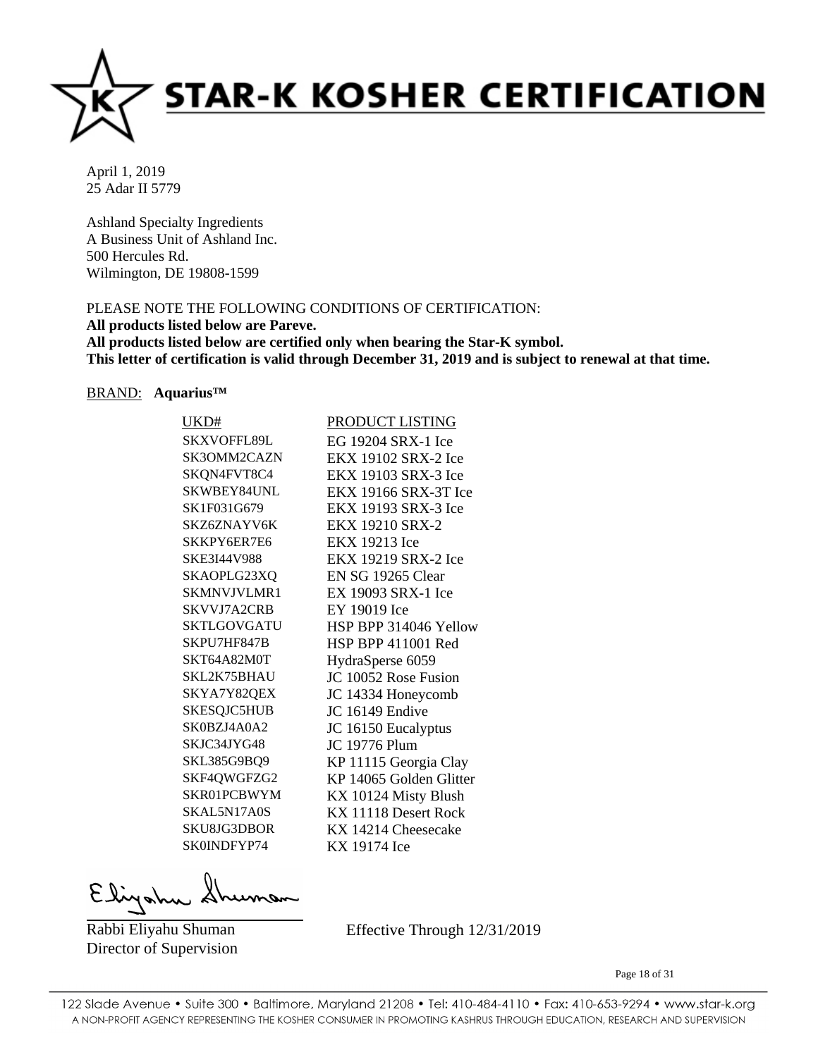# STAR-K KOSHER CERTIFICATION

April 1, 2019
25 Adar II 5779

Ashland Specialty Ingredients
A Business Unit of Ashland Inc.
500 Hercules Rd.
Wilmington, DE 19808-1599

PLEASE NOTE THE FOLLOWING CONDITIONS OF CERTIFICATION:
**All products listed below are Pareve.**
**All products listed below are certified only when bearing the Star-K symbol.**
**This letter of certification is valid through December 31, 2019 and is subject to renewal at that time.**

BRAND: **Aquarius™**

| UKD# | PRODUCT LISTING |
|---|---|
| SKXVOFFL89L | EG 19204 SRX-1 Ice |
| SK3OMM2CAZN | EKX 19102 SRX-2 Ice |
| SKQN4FVT8C4 | EKX 19103 SRX-3 Ice |
| SKWBEY84UNL | EKX 19166 SRX-3T Ice |
| SK1F031G679 | EKX 19193 SRX-3 Ice |
| SKZ6ZNAYV6K | EKX 19210 SRX-2 |
| SKKPY6ER7E6 | EKX 19213 Ice |
| SKE3I44V988 | EKX 19219 SRX-2 Ice |
| SKAOPLG23XQ | EN SG 19265 Clear |
| SKMNVJVLMR1 | EX 19093 SRX-1 Ice |
| SKVVJ7A2CRB | EY 19019 Ice |
| SKTLGOVGATU | HSP BPP 314046 Yellow |
| SKPU7HF847B | HSP BPP 411001 Red |
| SKT64A82M0T | HydraSperse 6059 |
| SKL2K75BHAU | JC 10052 Rose Fusion |
| SKYA7Y82QEX | JC 14334 Honeycomb |
| SKESQJC5HUB | JC 16149 Endive |
| SK0BZJ4A0A2 | JC 16150 Eucalyptus |
| SKJC34JYG48 | JC 19776 Plum |
| SKL385G9BQ9 | KP 11115 Georgia Clay |
| SKF4QWGFZG2 | KP 14065 Golden Glitter |
| SKR01PCBWYM | KX 10124 Misty Blush |
| SKAL5N17A0S | KX 11118 Desert Rock |
| SKU8JG3DBOR | KX 14214 Cheesecake |
| SK0INDFYP74 | KX 19174 Ice |

Rabbi Eliyahu Shuman
Director of Supervision

Effective Through 12/31/2019

122 Slade Avenue • Suite 300 • Baltimore, Maryland 21208 • Tel: 410-484-4110 • Fax: 410-653-9294 • www.star-k.org
A NON-PROFIT AGENCY REPRESENTING THE KOSHER CONSUMER IN PROMOTING KASHRUS THROUGH EDUCATION, RESEARCH AND SUPERVISION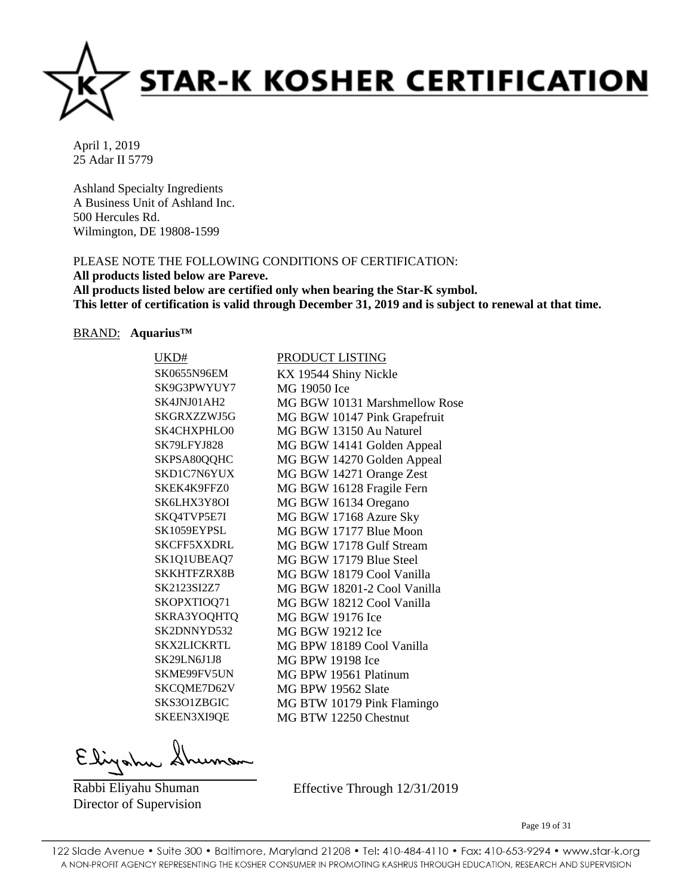# STAR-K KOSHER CERTIFICATION

April 1, 2019
25 Adar II 5779

Ashland Specialty Ingredients
A Business Unit of Ashland Inc.
500 Hercules Rd.
Wilmington, DE 19808-1599

PLEASE NOTE THE FOLLOWING CONDITIONS OF CERTIFICATION:
**All products listed below are Pareve.**
**All products listed below are certified only when bearing the Star-K symbol.**
**This letter of certification is valid through December 31, 2019 and is subject to renewal at that time.**

BRAND: **Aquarius™**

| UKD# | PRODUCT LISTING |
|---|---|
| SK0655N96EM | KX 19544 Shiny Nickle |
| SK9G3PWYUY7 | MG 19050 Ice |
| SK4JNJ01AH2 | MG BGW 10131 Marshmellow Rose |
| SKGRXZZWJ5G | MG BGW 10147 Pink Grapefruit |
| SK4CHXPHLO0 | MG BGW 13150 Au Naturel |
| SK79LFYJ828 | MG BGW 14141 Golden Appeal |
| SKPSA80QQHC | MG BGW 14270 Golden Appeal |
| SKD1C7N6YUX | MG BGW 14271 Orange Zest |
| SKEK4K9FFZ0 | MG BGW 16128 Fragile Fern |
| SK6LHX3Y8OI | MG BGW 16134 Oregano |
| SKQ4TVP5E7I | MG BGW 17168 Azure Sky |
| SK1059EYPSL | MG BGW 17177 Blue Moon |
| SKCFF5XXDRL | MG BGW 17178 Gulf Stream |
| SK1Q1UBEAQ7 | MG BGW 17179 Blue Steel |
| SKKHTFZRX8B | MG BGW 18179 Cool Vanilla |
| SK2123SI2Z7 | MG BGW 18201-2 Cool Vanilla |
| SKOPXTIOQ71 | MG BGW 18212 Cool Vanilla |
| SKRA3YOQHTQ | MG BGW 19176 Ice |
| SK2DNNYD532 | MG BGW 19212 Ice |
| SKX2LICKRTL | MG BPW 18189 Cool Vanilla |
| SK29LN6J1J8 | MG BPW 19198 Ice |
| SKME99FV5UN | MG BPW 19561 Platinum |
| SKCQME7D62V | MG BPW 19562 Slate |
| SKS3O1ZBGIC | MG BTW 10179 Pink Flamingo |
| SKEEN3XI9QE | MG BTW 12250 Chestnut |

Rabbi Eliyahu Shuman
Director of Supervision

Effective Through 12/31/2019

122 Slade Avenue • Suite 300 • Baltimore, Maryland 21208 • Tel: 410-484-4110 • Fax: 410-653-9294 • www.star-k.org
A NON-PROFIT AGENCY REPRESENTING THE KOSHER CONSUMER IN PROMOTING KASHRUS THROUGH EDUCATION, RESEARCH AND SUPERVISION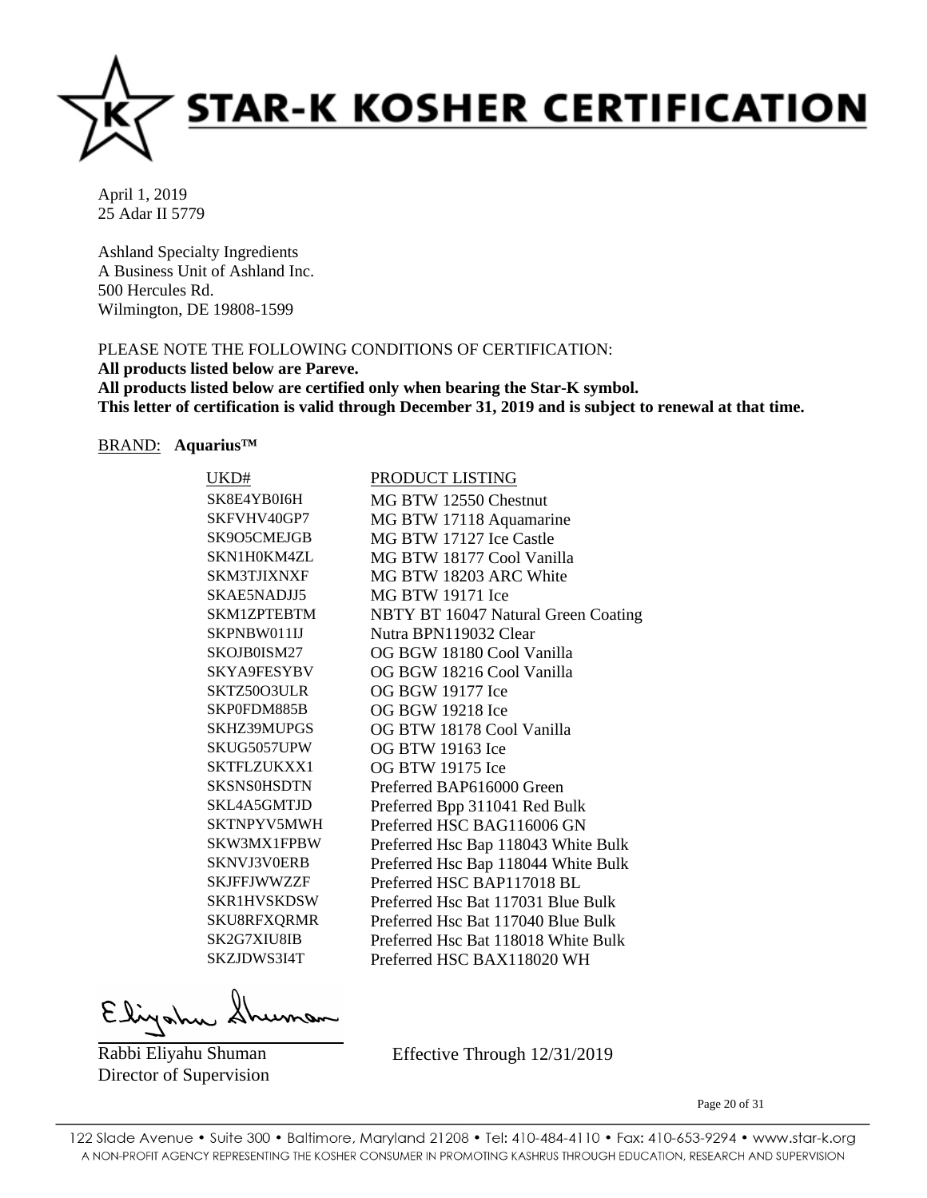# STAR-K KOSHER CERTIFICATION

April 1, 2019
25 Adar II 5779

Ashland Specialty Ingredients
A Business Unit of Ashland Inc.
500 Hercules Rd.
Wilmington, DE 19808-1599

PLEASE NOTE THE FOLLOWING CONDITIONS OF CERTIFICATION:
**All products listed below are Pareve.**
**All products listed below are certified only when bearing the Star-K symbol.**
**This letter of certification is valid through December 31, 2019 and is subject to renewal at that time.**

BRAND: **Aquarius™**

| UKD# | PRODUCT LISTING |
|---|---|
| SK8E4YB0I6H | MG BTW 12550 Chestnut |
| SKFVHV40GP7 | MG BTW 17118 Aquamarine |
| SK9O5CMEJGB | MG BTW 17127 Ice Castle |
| SKN1H0KM4ZL | MG BTW 18177 Cool Vanilla |
| SKM3TJIXNXF | MG BTW 18203 ARC White |
| SKAE5NADJJ5 | MG BTW 19171 Ice |
| SKM1ZPTEBTM | NBTY BT 16047 Natural Green Coating |
| SKPNBW011IJ | Nutra BPN119032 Clear |
| SKOJB0ISM27 | OG BGW 18180 Cool Vanilla |
| SKYA9FESYBV | OG BGW 18216 Cool Vanilla |
| SKTZ50O3ULR | OG BGW 19177 Ice |
| SKP0FDM885B | OG BGW 19218 Ice |
| SKHZ39MUPGS | OG BTW 18178 Cool Vanilla |
| SKUG5057UPW | OG BTW 19163 Ice |
| SKTFLZUKXX1 | OG BTW 19175 Ice |
| SKSNS0HSDTN | Preferred BAP616000 Green |
| SKL4A5GMTJD | Preferred Bpp 311041 Red Bulk |
| SKTNPYV5MWH | Preferred HSC BAG116006 GN |
| SKW3MX1FPBW | Preferred Hsc Bap 118043 White Bulk |
| SKNVJ3V0ERB | Preferred Hsc Bap 118044 White Bulk |
| SKJFFJWWZZF | Preferred HSC BAP117018 BL |
| SKR1HVSKDSW | Preferred Hsc Bat 117031 Blue Bulk |
| SKU8RFXQRMR | Preferred Hsc Bat 117040 Blue Bulk |
| SK2G7XIU8IB | Preferred Hsc Bat 118018 White Bulk |
| SKZJDWS3I4T | Preferred HSC BAX118020 WH |

Rabbi Eliyahu Shuman
Director of Supervision

Effective Through 12/31/2019

122 Slade Avenue • Suite 300 • Baltimore, Maryland 21208 • Tel: 410-484-4110 • Fax: 410-653-9294 • www.star-k.org
A NON-PROFIT AGENCY REPRESENTING THE KOSHER CONSUMER IN PROMOTING KASHRUS THROUGH EDUCATION, RESEARCH AND SUPERVISION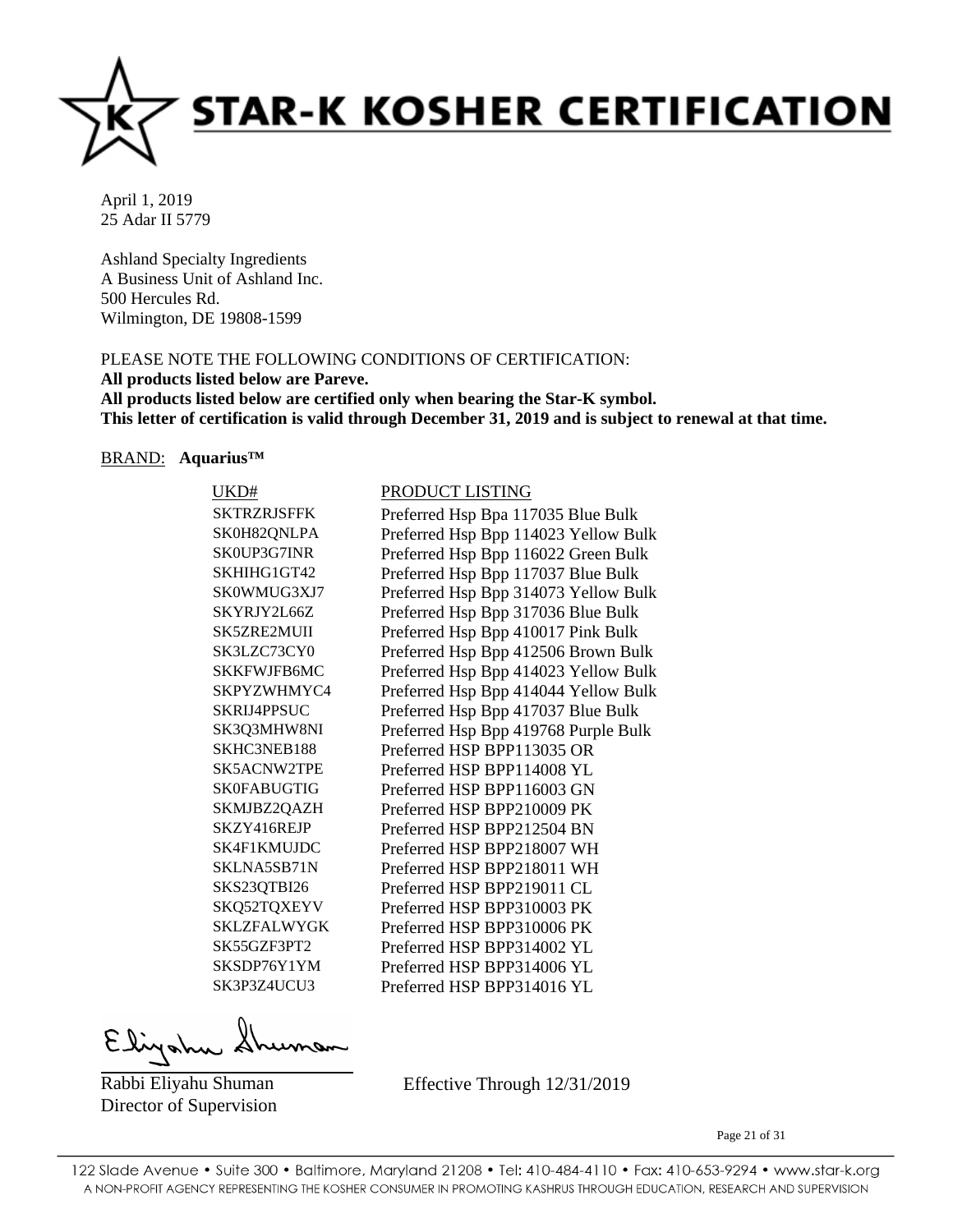# STAR-K KOSHER CERTIFICATION

April 1, 2019
25 Adar II 5779

Ashland Specialty Ingredients
A Business Unit of Ashland Inc.
500 Hercules Rd.
Wilmington, DE 19808-1599

PLEASE NOTE THE FOLLOWING CONDITIONS OF CERTIFICATION:
**All products listed below are Pareve.**
**All products listed below are certified only when bearing the Star-K symbol.**
**This letter of certification is valid through December 31, 2019 and is subject to renewal at that time.**

BRAND: **Aquarius™**

| UKD# | PRODUCT LISTING |
|---|---|
| SKTRZRJSFFK | Preferred Hsp Bpa 117035 Blue Bulk |
| SK0H82QNLPA | Preferred Hsp Bpp 114023 Yellow Bulk |
| SK0UP3G7INR | Preferred Hsp Bpp 116022 Green Bulk |
| SKHIHG1GT42 | Preferred Hsp Bpp 117037 Blue Bulk |
| SK0WMUG3XJ7 | Preferred Hsp Bpp 314073 Yellow Bulk |
| SKYRJY2L66Z | Preferred Hsp Bpp 317036 Blue Bulk |
| SK5ZRE2MUII | Preferred Hsp Bpp 410017 Pink Bulk |
| SK3LZC73CY0 | Preferred Hsp Bpp 412506 Brown Bulk |
| SKKFWJFB6MC | Preferred Hsp Bpp 414023 Yellow Bulk |
| SKPYZWHMYC4 | Preferred Hsp Bpp 414044 Yellow Bulk |
| SKRIJ4PPSUC | Preferred Hsp Bpp 417037 Blue Bulk |
| SK3Q3MHW8NI | Preferred Hsp Bpp 419768 Purple Bulk |
| SKHC3NEB188 | Preferred HSP BPP113035 OR |
| SK5ACNW2TPE | Preferred HSP BPP114008 YL |
| SK0FABUGTIG | Preferred HSP BPP116003 GN |
| SKMJBZ2QAZH | Preferred HSP BPP210009 PK |
| SKZY416REJP | Preferred HSP BPP212504 BN |
| SK4F1KMUJDC | Preferred HSP BPP218007 WH |
| SKLNA5SB71N | Preferred HSP BPP218011 WH |
| SKS23QTBI26 | Preferred HSP BPP219011 CL |
| SKQ52TQXEYV | Preferred HSP BPP310003 PK |
| SKLZFALWYGK | Preferred HSP BPP310006 PK |
| SK55GZF3PT2 | Preferred HSP BPP314002 YL |
| SKSDP76Y1YM | Preferred HSP BPP314006 YL |
| SK3P3Z4UCU3 | Preferred HSP BPP314016 YL |

Eliyahu Shuman

Rabbi Eliyahu Shuman
Director of Supervision

Effective Through 12/31/2019

122 Slade Avenue • Suite 300 • Baltimore, Maryland 21208 • Tel: 410-484-4110 • Fax: 410-653-9294 • www.star-k.org
A NON-PROFIT AGENCY REPRESENTING THE KOSHER CONSUMER IN PROMOTING KASHRUS THROUGH EDUCATION, RESEARCH AND SUPERVISION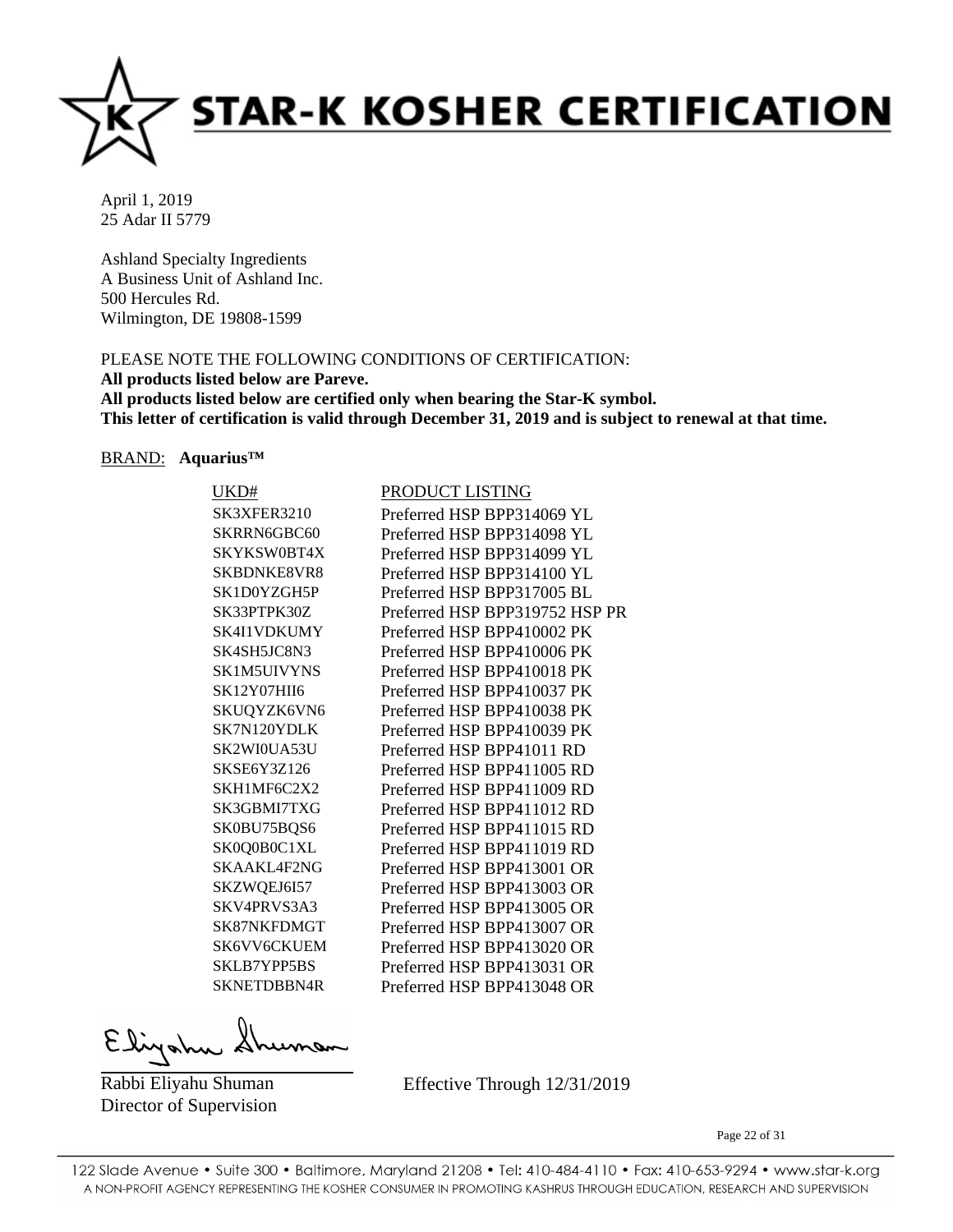# STAR-K KOSHER CERTIFICATION

April 1, 2019
25 Adar II 5779

Ashland Specialty Ingredients
A Business Unit of Ashland Inc.
500 Hercules Rd.
Wilmington, DE 19808-1599

PLEASE NOTE THE FOLLOWING CONDITIONS OF CERTIFICATION:
**All products listed below are Pareve.**
**All products listed below are certified only when bearing the Star-K symbol.**
**This letter of certification is valid through December 31, 2019 and is subject to renewal at that time.**

BRAND: **Aquarius™**

| UKD# | PRODUCT LISTING |
|---|---|
| SK3XFER3210 | Preferred HSP BPP314069 YL |
| SKRRN6GBC60 | Preferred HSP BPP314098 YL |
| SKYKSW0BT4X | Preferred HSP BPP314099 YL |
| SKBDNKE8VR8 | Preferred HSP BPP314100 YL |
| SK1D0YZGH5P | Preferred HSP BPP317005 BL |
| SK33PTPK30Z | Preferred HSP BPP319752 HSP PR |
| SK4I1VDKUMY | Preferred HSP BPP410002 PK |
| SK4SH5JC8N3 | Preferred HSP BPP410006 PK |
| SK1M5UIVYNS | Preferred HSP BPP410018 PK |
| SK12Y07HII6 | Preferred HSP BPP410037 PK |
| SKUQYZK6VN6 | Preferred HSP BPP410038 PK |
| SK7N120YDLK | Preferred HSP BPP410039 PK |
| SK2WI0UA53U | Preferred HSP BPP41011 RD |
| SKSE6Y3Z126 | Preferred HSP BPP411005 RD |
| SKH1MF6C2X2 | Preferred HSP BPP411009 RD |
| SK3GBMI7TXG | Preferred HSP BPP411012 RD |
| SK0BU75BQS6 | Preferred HSP BPP411015 RD |
| SK0Q0B0C1XL | Preferred HSP BPP411019 RD |
| SKAAKL4F2NG | Preferred HSP BPP413001 OR |
| SKZWQEJ6I57 | Preferred HSP BPP413003 OR |
| SKV4PRVS3A3 | Preferred HSP BPP413005 OR |
| SK87NKFDMGT | Preferred HSP BPP413007 OR |
| SK6VV6CKUEM | Preferred HSP BPP413020 OR |
| SKLB7YPP5BS | Preferred HSP BPP413031 OR |
| SKNETDBBN4R | Preferred HSP BPP413048 OR |

Rabbi Eliyahu Shuman
Director of Supervision

Effective Through 12/31/2019

122 Slade Avenue • Suite 300 • Baltimore, Maryland 21208 • Tel: 410-484-4110 • Fax: 410-653-9294 • www.star-k.org
A NON-PROFIT AGENCY REPRESENTING THE KOSHER CONSUMER IN PROMOTING KASHRUS THROUGH EDUCATION, RESEARCH AND SUPERVISION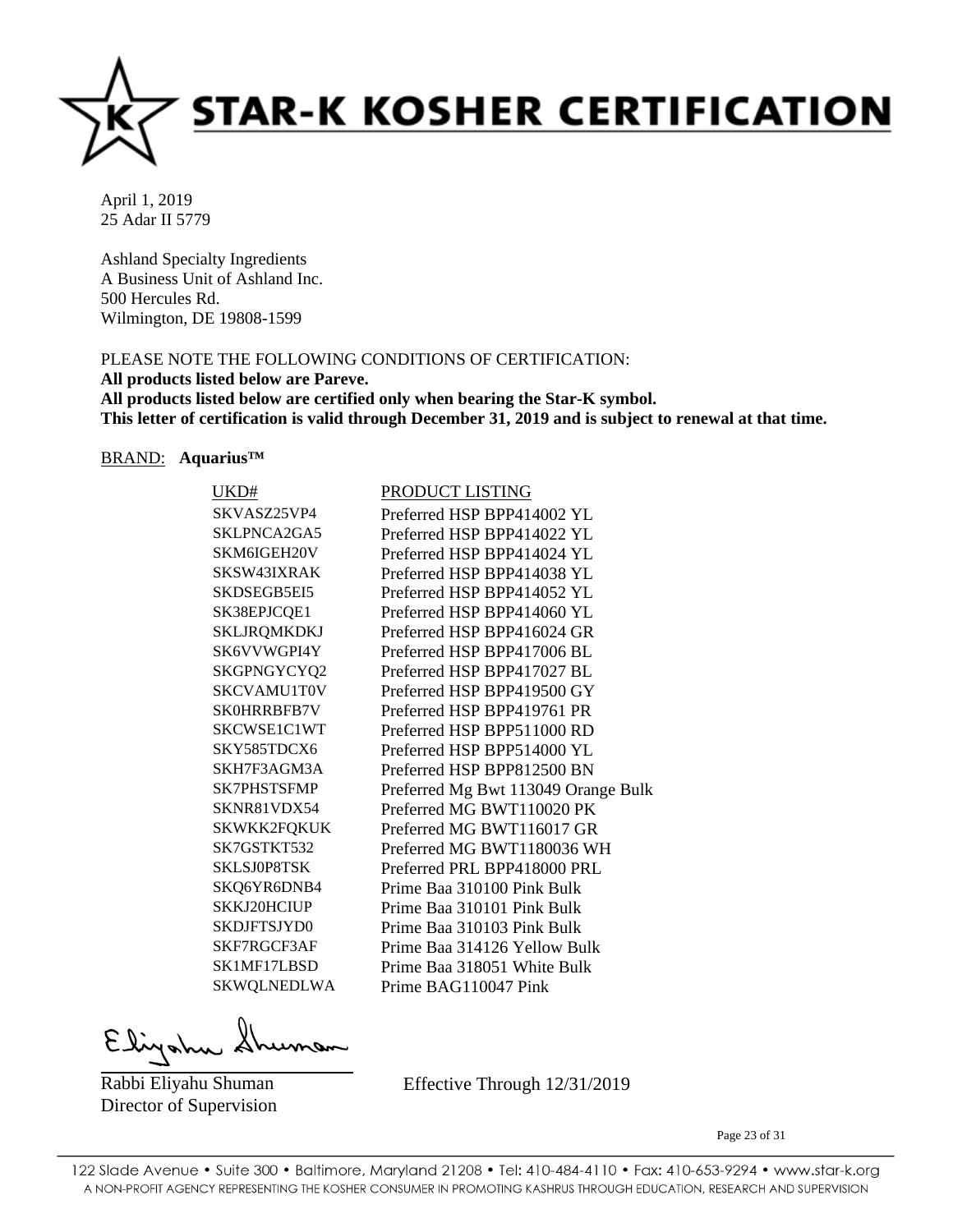# STAR-K KOSHER CERTIFICATION

April 1, 2019
25 Adar II 5779

Ashland Specialty Ingredients
A Business Unit of Ashland Inc.
500 Hercules Rd.
Wilmington, DE 19808-1599

PLEASE NOTE THE FOLLOWING CONDITIONS OF CERTIFICATION:
**All products listed below are Pareve.**
**All products listed below are certified only when bearing the Star-K symbol.**
**This letter of certification is valid through December 31, 2019 and is subject to renewal at that time.**

BRAND: **Aquarius™**

| UKD# | PRODUCT LISTING |
|---|---|
| SKVASZ25VP4 | Preferred HSP BPP414002 YL |
| SKLPNCA2GA5 | Preferred HSP BPP414022 YL |
| SKM6IGEH20V | Preferred HSP BPP414024 YL |
| SKSW43IXRAK | Preferred HSP BPP414038 YL |
| SKDSEGB5EI5 | Preferred HSP BPP414052 YL |
| SK38EPJCQE1 | Preferred HSP BPP414060 YL |
| SKLJRQMKDKJ | Preferred HSP BPP416024 GR |
| SK6VVWGPI4Y | Preferred HSP BPP417006 BL |
| SKGPNGYCYQ2 | Preferred HSP BPP417027 BL |
| SKCVAMU1T0V | Preferred HSP BPP419500 GY |
| SK0HRRBFB7V | Preferred HSP BPP419761 PR |
| SKCWSE1C1WT | Preferred HSP BPP511000 RD |
| SKY585TDCX6 | Preferred HSP BPP514000 YL |
| SKH7F3AGM3A | Preferred HSP BPP812500 BN |
| SK7PHSTSFMP | Preferred Mg Bwt 113049 Orange Bulk |
| SKNR81VDX54 | Preferred MG BWT110020 PK |
| SKWKK2FQKUK | Preferred MG BWT116017 GR |
| SK7GSTKT532 | Preferred MG BWT1180036 WH |
| SKLSJ0P8TSK | Preferred PRL BPP418000 PRL |
| SKQ6YR6DNB4 | Prime Baa 310100 Pink Bulk |
| SKKJ20HCIUP | Prime Baa 310101 Pink Bulk |
| SKDJFTSJYD0 | Prime Baa 310103 Pink Bulk |
| SKF7RGCF3AF | Prime Baa 314126 Yellow Bulk |
| SK1MF17LBSD | Prime Baa 318051 White Bulk |
| SKWQLNEDLWA | Prime BAG110047 Pink |

Rabbi Eliyahu Shuman
Director of Supervision

Effective Through 12/31/2019

122 Slade Avenue • Suite 300 • Baltimore, Maryland 21208 • Tel: 410-484-4110 • Fax: 410-653-9294 • www.star-k.org
A NON-PROFIT AGENCY REPRESENTING THE KOSHER CONSUMER IN PROMOTING KASHRUS THROUGH EDUCATION, RESEARCH AND SUPERVISION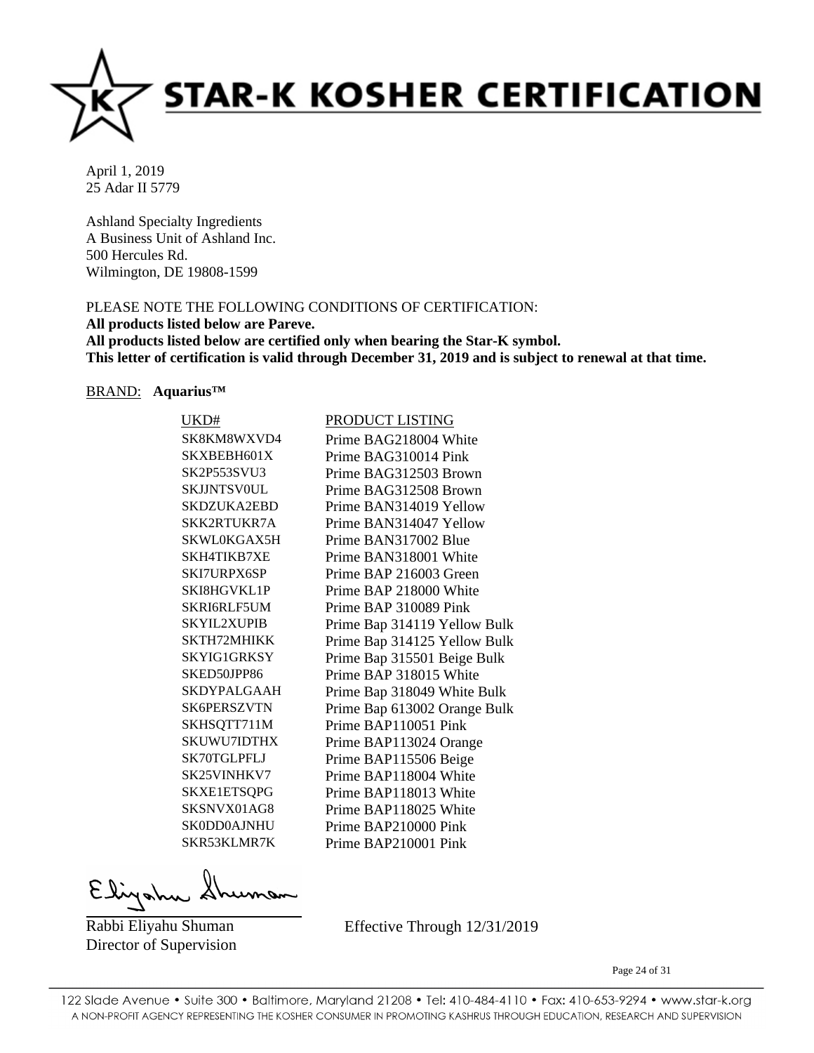# STAR-K KOSHER CERTIFICATION

April 1, 2019
25 Adar II 5779

Ashland Specialty Ingredients
A Business Unit of Ashland Inc.
500 Hercules Rd.
Wilmington, DE 19808-1599

PLEASE NOTE THE FOLLOWING CONDITIONS OF CERTIFICATION:
**All products listed below are Pareve.**
**All products listed below are certified only when bearing the Star-K symbol.**
**This letter of certification is valid through December 31, 2019 and is subject to renewal at that time.**

BRAND: **Aquarius™**

| UKD# | PRODUCT LISTING |
|---|---|
| SK8KM8WXVD4 | Prime BAG218004 White |
| SKXBEBH601X | Prime BAG310014 Pink |
| SK2P553SVU3 | Prime BAG312503 Brown |
| SKJJNTSV0UL | Prime BAG312508 Brown |
| SKDZUKA2EBD | Prime BAN314019 Yellow |
| SKK2RTUKR7A | Prime BAN314047 Yellow |
| SKWL0KGAX5H | Prime BAN317002 Blue |
| SKH4TIKB7XE | Prime BAN318001 White |
| SKI7URPX6SP | Prime BAP 216003 Green |
| SKI8HGVKL1P | Prime BAP 218000 White |
| SKRI6RLF5UM | Prime BAP 310089 Pink |
| SKYIL2XUPIB | Prime Bap 314119 Yellow Bulk |
| SKTH72MHIKK | Prime Bap 314125 Yellow Bulk |
| SKYIG1GRKSY | Prime Bap 315501 Beige Bulk |
| SKED50JPP86 | Prime BAP 318015 White |
| SKDYPALGAAH | Prime Bap 318049 White Bulk |
| SK6PERSZVTN | Prime Bap 613002 Orange Bulk |
| SKHSQTT711M | Prime BAP110051 Pink |
| SKUWU7IDTHX | Prime BAP113024 Orange |
| SK70TGLPFLJ | Prime BAP115506 Beige |
| SK25VINHKV7 | Prime BAP118004 White |
| SKXE1ETSQPG | Prime BAP118013 White |
| SKSNVX01AG8 | Prime BAP118025 White |
| SK0DD0AJNHU | Prime BAP210000 Pink |
| SKR53KLMR7K | Prime BAP210001 Pink |

Rabbi Eliyahu Shuman
Director of Supervision

Effective Through 12/31/2019

122 Slade Avenue • Suite 300 • Baltimore, Maryland 21208 • Tel: 410-484-4110 • Fax: 410-653-9294 • www.star-k.org
A NON-PROFIT AGENCY REPRESENTING THE KOSHER CONSUMER IN PROMOTING KASHRUS THROUGH EDUCATION, RESEARCH AND SUPERVISION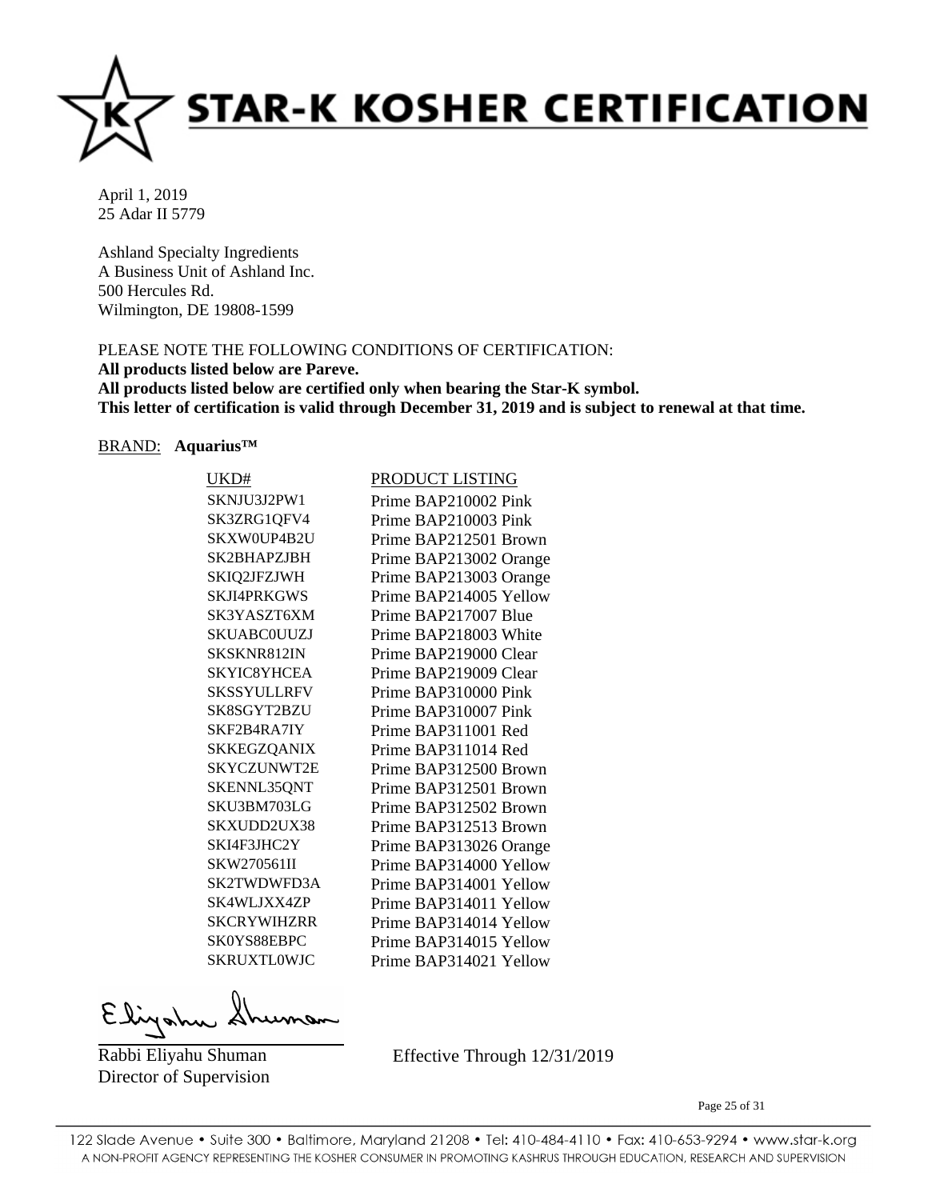# STAR-K KOSHER CERTIFICATION

April 1, 2019
25 Adar II 5779

Ashland Specialty Ingredients
A Business Unit of Ashland Inc.
500 Hercules Rd.
Wilmington, DE 19808-1599

PLEASE NOTE THE FOLLOWING CONDITIONS OF CERTIFICATION:
**All products listed below are Pareve.**
**All products listed below are certified only when bearing the Star-K symbol.**
**This letter of certification is valid through December 31, 2019 and is subject to renewal at that time.**

BRAND: **Aquarius™**

| UKD# | PRODUCT LISTING |
|---|---|
| SKNJU3J2PW1 | Prime BAP210002 Pink |
| SK3ZRG1QFV4 | Prime BAP210003 Pink |
| SKXW0UP4B2U | Prime BAP212501 Brown |
| SK2BHAPZJBH | Prime BAP213002 Orange |
| SKIQ2JFZJWH | Prime BAP213003 Orange |
| SKJI4PRKGWS | Prime BAP214005 Yellow |
| SK3YASZT6XM | Prime BAP217007 Blue |
| SKUABC0UUZJ | Prime BAP218003 White |
| SKSKNR812IN | Prime BAP219000 Clear |
| SKYIC8YHCEA | Prime BAP219009 Clear |
| SKSSYULLRFV | Prime BAP310000 Pink |
| SK8SGYT2BZU | Prime BAP310007 Pink |
| SKF2B4RA7IY | Prime BAP311001 Red |
| SKKEGZQANIX | Prime BAP311014 Red |
| SKYCZUNWT2E | Prime BAP312500 Brown |
| SKENNL35QNT | Prime BAP312501 Brown |
| SKU3BM703LG | Prime BAP312502 Brown |
| SKXUDD2UX38 | Prime BAP312513 Brown |
| SKI4F3JHC2Y | Prime BAP313026 Orange |
| SKW270561II | Prime BAP314000 Yellow |
| SK2TWDWFD3A | Prime BAP314001 Yellow |
| SK4WLJXX4ZP | Prime BAP314011 Yellow |
| SKCRYWIHZRR | Prime BAP314014 Yellow |
| SK0YS88EBPC | Prime BAP314015 Yellow |
| SKRUXTL0WJC | Prime BAP314021 Yellow |

Rabbi Eliyahu Shuman
Director of Supervision

Effective Through 12/31/2019

122 Slade Avenue • Suite 300 • Baltimore, Maryland 21208 • Tel: 410-484-4110 • Fax: 410-653-9294 • www.star-k.org
A NON-PROFIT AGENCY REPRESENTING THE KOSHER CONSUMER IN PROMOTING KASHRUS THROUGH EDUCATION, RESEARCH AND SUPERVISION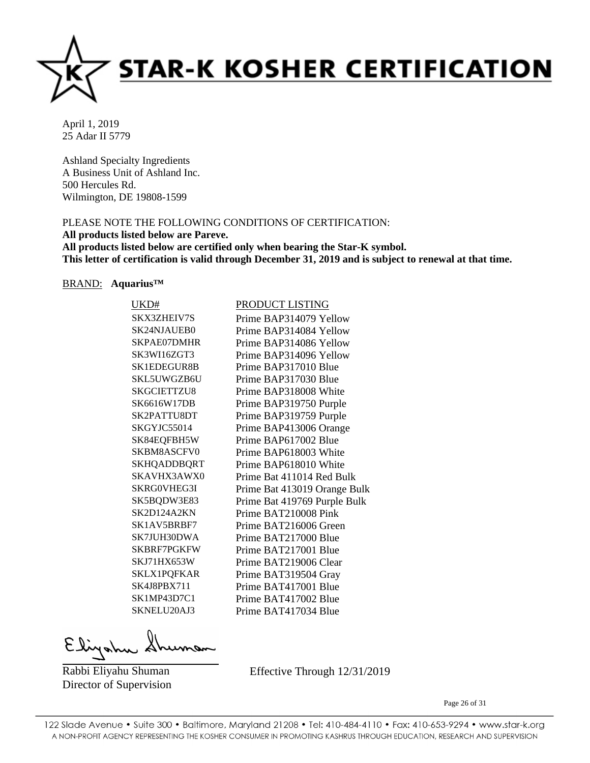# STAR-K KOSHER CERTIFICATION

April 1, 2019
25 Adar II 5779

Ashland Specialty Ingredients
A Business Unit of Ashland Inc.
500 Hercules Rd.
Wilmington, DE 19808-1599

PLEASE NOTE THE FOLLOWING CONDITIONS OF CERTIFICATION:
**All products listed below are Pareve.**
**All products listed below are certified only when bearing the Star-K symbol.**
**This letter of certification is valid through December 31, 2019 and is subject to renewal at that time.**

BRAND: **Aquarius™**

| UKD# | PRODUCT LISTING |
|---|---|
| SKX3ZHEIV7S | Prime BAP314079 Yellow |
| SK24NJAUEB0 | Prime BAP314084 Yellow |
| SKPAE07DMHR | Prime BAP314086 Yellow |
| SK3WI16ZGT3 | Prime BAP314096 Yellow |
| SK1EDEGUR8B | Prime BAP317010 Blue |
| SKL5UWGZB6U | Prime BAP317030 Blue |
| SKGCIETTZU8 | Prime BAP318008 White |
| SK6616W17DB | Prime BAP319750 Purple |
| SK2PATTU8DT | Prime BAP319759 Purple |
| SKGYJC55014 | Prime BAP413006 Orange |
| SK84EQFBH5W | Prime BAP617002 Blue |
| SKBM8ASCFV0 | Prime BAP618003 White |
| SKHQADDBQRT | Prime BAP618010 White |
| SKAVHX3AWX0 | Prime Bat 411014 Red Bulk |
| SKRG0VHEG3I | Prime Bat 413019 Orange Bulk |
| SK5BQDW3E83 | Prime Bat 419769 Purple Bulk |
| SK2D124A2KN | Prime BAT210008 Pink |
| SK1AV5BRBF7 | Prime BAT216006 Green |
| SK7JUH30DWA | Prime BAT217000 Blue |
| SKBRF7PGKFW | Prime BAT217001 Blue |
| SKJ71HX653W | Prime BAT219006 Clear |
| SKLX1PQFKAR | Prime BAT319504 Gray |
| SK4J8PBX711 | Prime BAT417001 Blue |
| SK1MP43D7C1 | Prime BAT417002 Blue |
| SKNELU20AJ3 | Prime BAT417034 Blue |

Eliyahu Shuman

Rabbi Eliyahu Shuman
Director of Supervision

Effective Through 12/31/2019

122 Slade Avenue • Suite 300 • Baltimore, Maryland 21208 • Tel: 410-484-4110 • Fax: 410-653-9294 • www.star-k.org
A NON-PROFIT AGENCY REPRESENTING THE KOSHER CONSUMER IN PROMOTING KASHRUS THROUGH EDUCATION, RESEARCH AND SUPERVISION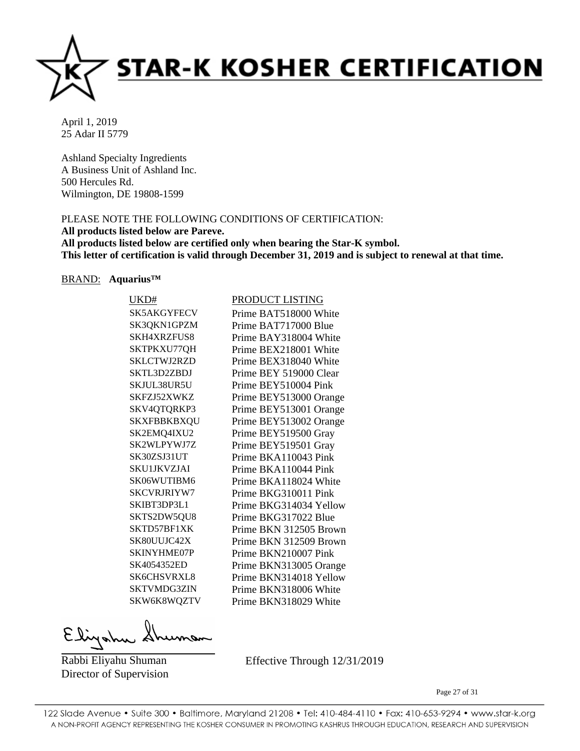# STAR-K KOSHER CERTIFICATION

April 1, 2019
25 Adar II 5779

Ashland Specialty Ingredients
A Business Unit of Ashland Inc.
500 Hercules Rd.
Wilmington, DE 19808-1599

PLEASE NOTE THE FOLLOWING CONDITIONS OF CERTIFICATION:
**All products listed below are Pareve.**
**All products listed below are certified only when bearing the Star-K symbol.**
**This letter of certification is valid through December 31, 2019 and is subject to renewal at that time.**

BRAND: **Aquarius™**

| UKD# | PRODUCT LISTING |
|---|---|
| SK5AKGYFECV | Prime BAT518000 White |
| SK3QKN1GPZM | Prime BAT717000 Blue |
| SKH4XRZFUS8 | Prime BAY318004 White |
| SKTPKXU77QH | Prime BEX218001 White |
| SKLCTWJ2RZD | Prime BEX318040 White |
| SKTL3D2ZBDJ | Prime BEY 519000 Clear |
| SKJUL38UR5U | Prime BEY510004 Pink |
| SKFZJ52XWKZ | Prime BEY513000 Orange |
| SKV4QTQRKP3 | Prime BEY513001 Orange |
| SKXFBBKBXQU | Prime BEY513002 Orange |
| SK2EMQ4IXU2 | Prime BEY519500 Gray |
| SK2WLPYWJ7Z | Prime BEY519501 Gray |
| SK30ZSJ31UT | Prime BKA110043 Pink |
| SKU1JKVZJAI | Prime BKA110044 Pink |
| SK06WUTIBM6 | Prime BKA118024 White |
| SKCVRJRIYW7 | Prime BKG310011 Pink |
| SKIBT3DP3L1 | Prime BKG314034 Yellow |
| SKTS2DW5QU8 | Prime BKG317022 Blue |
| SKTD57BF1XK | Prime BKN 312505 Brown |
| SK80UUJC42X | Prime BKN 312509 Brown |
| SKINYHME07P | Prime BKN210007 Pink |
| SK4054352ED | Prime BKN313005 Orange |
| SK6CHSVRXL8 | Prime BKN314018 Yellow |
| SKTVMDG3ZIN | Prime BKN318006 White |
| SKW6K8WQZTV | Prime BKN318029 White |

Rabbi Eliyahu Shuman
Director of Supervision

Effective Through 12/31/2019

122 Slade Avenue • Suite 300 • Baltimore, Maryland 21208 • Tel: 410-484-4110 • Fax: 410-653-9294 • www.star-k.org
A NON-PROFIT AGENCY REPRESENTING THE KOSHER CONSUMER IN PROMOTING KASHRUS THROUGH EDUCATION, RESEARCH AND SUPERVISION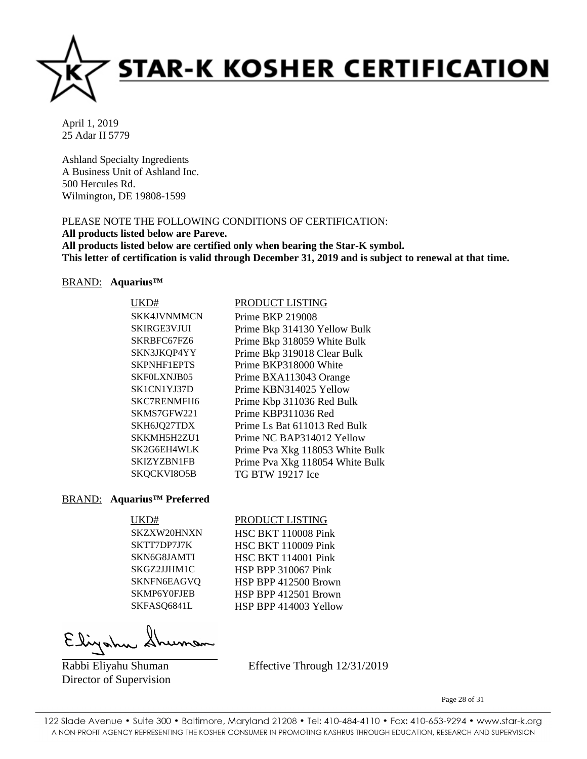# STAR-K KOSHER CERTIFICATION

April 1, 2019
25 Adar II 5779

Ashland Specialty Ingredients
A Business Unit of Ashland Inc.
500 Hercules Rd.
Wilmington, DE 19808-1599

PLEASE NOTE THE FOLLOWING CONDITIONS OF CERTIFICATION:
**All products listed below are Pareve.**
**All products listed below are certified only when bearing the Star-K symbol.**
**This letter of certification is valid through December 31, 2019 and is subject to renewal at that time.**

BRAND: **Aquarius™**

| UKD# | PRODUCT LISTING |
|---|---|
| SKK4JVNMMCN | Prime BKP 219008 |
| SKIRGE3VJUI | Prime Bkp 314130 Yellow Bulk |
| SKRBFC67FZ6 | Prime Bkp 318059 White Bulk |
| SKN3JKQP4YY | Prime Bkp 319018 Clear Bulk |
| SKPNHF1EPTS | Prime BKP318000 White |
| SKF0LXNJB05 | Prime BXA113043 Orange |
| SK1CN1YJ37D | Prime KBN314025 Yellow |
| SKC7RENMFH6 | Prime Kbp 311036 Red Bulk |
| SKMS7GFW221 | Prime KBP311036 Red |
| SKH6JQ27TDX | Prime Ls Bat 611013 Red Bulk |
| SKKMH5H2ZU1 | Prime NC BAP314012 Yellow |
| SK2G6EH4WLK | Prime Pva Xkg 118053 White Bulk |
| SKIZYZBN1FB | Prime Pva Xkg 118054 White Bulk |
| SKQCKVI8O5B | TG BTW 19217 Ice |

BRAND: **Aquarius™ Preferred**

| UKD# | PRODUCT LISTING |
|---|---|
| SKZXW20HNXN | HSC BKT 110008 Pink |
| SKTT7DP7J7K | HSC BKT 110009 Pink |
| SKN6G8JAMTI | HSC BKT 114001 Pink |
| SKGZ2JJHM1C | HSP BPP 310067 Pink |
| SKNFN6EAGVQ | HSP BPP 412500 Brown |
| SKMP6Y0FJEB | HSP BPP 412501 Brown |
| SKFASQ6841L | HSP BPP 414003 Yellow |

Rabbi Eliyahu Shuman
Director of Supervision

Effective Through 12/31/2019

122 Slade Avenue • Suite 300 • Baltimore, Maryland 21208 • Tel: 410-484-4110 • Fax: 410-653-9294 • www.star-k.org
A NON-PROFIT AGENCY REPRESENTING THE KOSHER CONSUMER IN PROMOTING KASHRUS THROUGH EDUCATION, RESEARCH AND SUPERVISION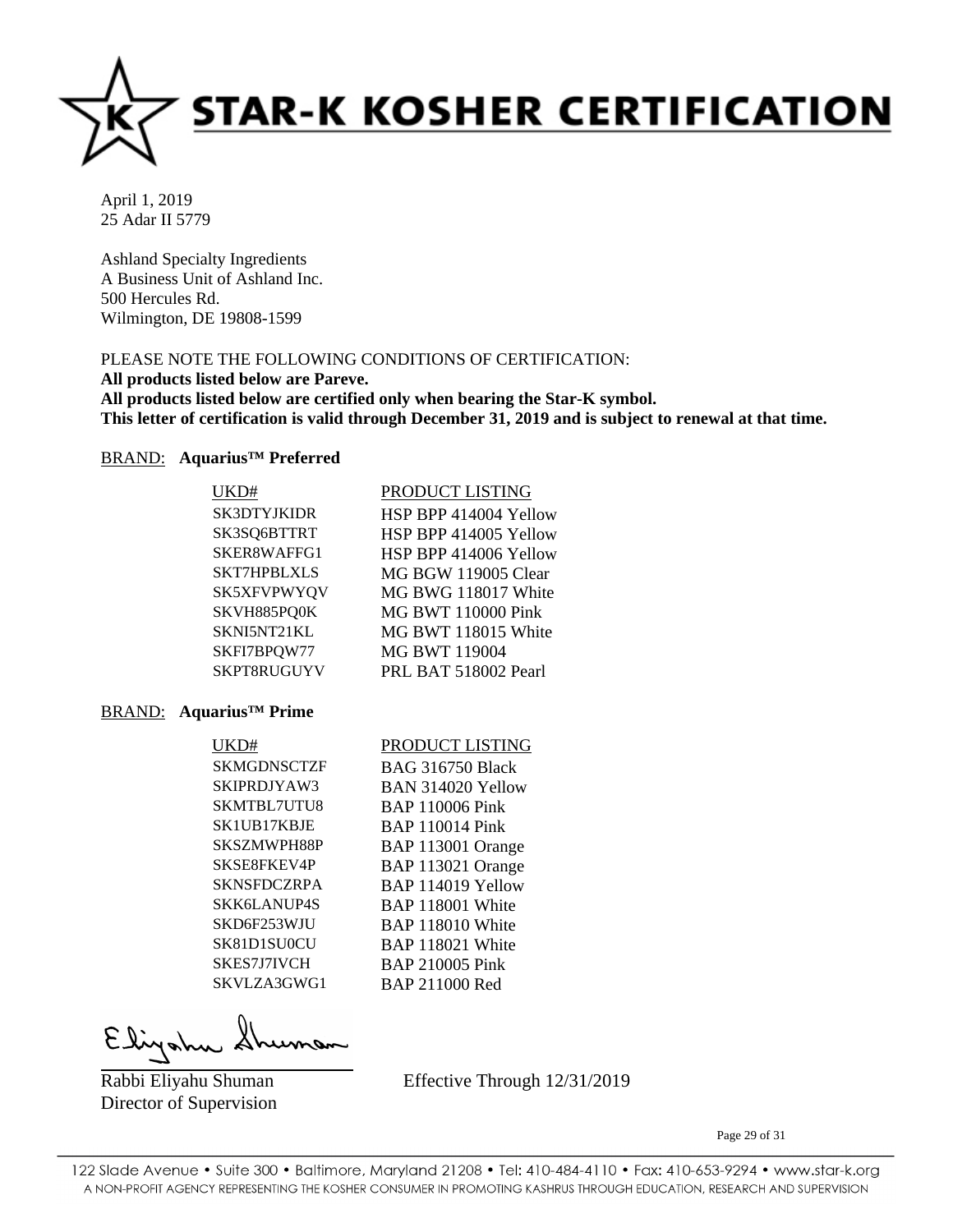# STAR-K KOSHER CERTIFICATION

April 1, 2019
25 Adar II 5779

Ashland Specialty Ingredients
A Business Unit of Ashland Inc.
500 Hercules Rd.
Wilmington, DE 19808-1599

PLEASE NOTE THE FOLLOWING CONDITIONS OF CERTIFICATION:
**All products listed below are Pareve.**
**All products listed below are certified only when bearing the Star-K symbol.**
**This letter of certification is valid through December 31, 2019 and is subject to renewal at that time.**

BRAND: **Aquarius™ Preferred**

| UKD# | PRODUCT LISTING |
|---|---|
| SK3DTYJKIDR | HSP BPP 414004 Yellow |
| SK3SQ6BTTRT | HSP BPP 414005 Yellow |
| SKER8WAFFG1 | HSP BPP 414006 Yellow |
| SKT7HPBLXLS | MG BGW 119005 Clear |
| SK5XFVPWYQV | MG BWG 118017 White |
| SKVH885PQ0K | MG BWT 110000 Pink |
| SKNI5NT21KL | MG BWT 118015 White |
| SKFI7BPQW77 | MG BWT 119004 |
| SKPT8RUGUYV | PRL BAT 518002 Pearl |

BRAND: **Aquarius™ Prime**

| UKD# | PRODUCT LISTING |
|---|---|
| SKMGDNSCTZF | BAG 316750 Black |
| SKIPRDJYAW3 | BAN 314020 Yellow |
| SKMTBL7UTU8 | BAP 110006 Pink |
| SK1UB17KBJE | BAP 110014 Pink |
| SKSZMWPH88P | BAP 113001 Orange |
| SKSE8FKEV4P | BAP 113021 Orange |
| SKNSFDCZRPA | BAP 114019 Yellow |
| SKK6LANUP4S | BAP 118001 White |
| SKD6F253WJU | BAP 118010 White |
| SK81D1SU0CU | BAP 118021 White |
| SKES7J7IVCH | BAP 210005 Pink |
| SKVLZA3GWG1 | BAP 211000 Red |

Rabbi Eliyahu Shuman
Director of Supervision

Effective Through 12/31/2019

122 Slade Avenue • Suite 300 • Baltimore, Maryland 21208 • Tel: 410-484-4110 • Fax: 410-653-9294 • www.star-k.org
A NON-PROFIT AGENCY REPRESENTING THE KOSHER CONSUMER IN PROMOTING KASHRUS THROUGH EDUCATION, RESEARCH AND SUPERVISION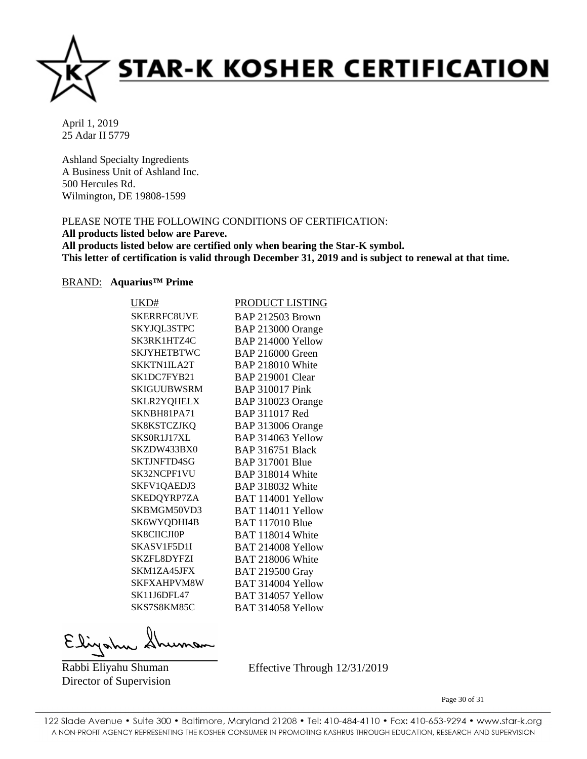# STAR-K KOSHER CERTIFICATION

April 1, 2019
25 Adar II 5779

Ashland Specialty Ingredients
A Business Unit of Ashland Inc.
500 Hercules Rd.
Wilmington, DE 19808-1599

PLEASE NOTE THE FOLLOWING CONDITIONS OF CERTIFICATION:
**All products listed below are Pareve.**
**All products listed below are certified only when bearing the Star-K symbol.**
**This letter of certification is valid through December 31, 2019 and is subject to renewal at that time.**

BRAND: **Aquarius™ Prime**

| UKD# | PRODUCT LISTING |
| --- | --- |
| SKERRFC8UVE | BAP 212503 Brown |
| SKYJQL3STPC | BAP 213000 Orange |
| SK3RK1HTZ4C | BAP 214000 Yellow |
| SKJYHETBTWC | BAP 216000 Green |
| SKKTN1ILA2T | BAP 218010 White |
| SK1DC7FYB21 | BAP 219001 Clear |
| SKIGUUBWSRM | BAP 310017 Pink |
| SKLR2YQHELX | BAP 310023 Orange |
| SKNBH81PA71 | BAP 311017 Red |
| SK8KSTCZJKQ | BAP 313006 Orange |
| SKS0R1J17XL | BAP 314063 Yellow |
| SKZDW433BX0 | BAP 316751 Black |
| SKTJNFTD4SG | BAP 317001 Blue |
| SK32NCPF1VU | BAP 318014 White |
| SKFV1QAEDJ3 | BAP 318032 White |
| SKEDQYRP7ZA | BAT 114001 Yellow |
| SKBMGM50VD3 | BAT 114011 Yellow |
| SK6WYQDHI4B | BAT 117010 Blue |
| SK8CIICJI0P | BAT 118014 White |
| SKASV1F5D1I | BAT 214008 Yellow |
| SKZFL8DYFZI | BAT 218006 White |
| SKM1ZA45JFX | BAT 219500 Gray |
| SKFXAHPVM8W | BAT 314004 Yellow |
| SK11J6DFL47 | BAT 314057 Yellow |
| SKS7S8KM85C | BAT 314058 Yellow |

Rabbi Eliyahu Shuman
Director of Supervision

Effective Through 12/31/2019

122 Slade Avenue • Suite 300 • Baltimore, Maryland 21208 • Tel: 410-484-4110 • Fax: 410-653-9294 • www.star-k.org
A NON-PROFIT AGENCY REPRESENTING THE KOSHER CONSUMER IN PROMOTING KASHRUS THROUGH EDUCATION, RESEARCH AND SUPERVISION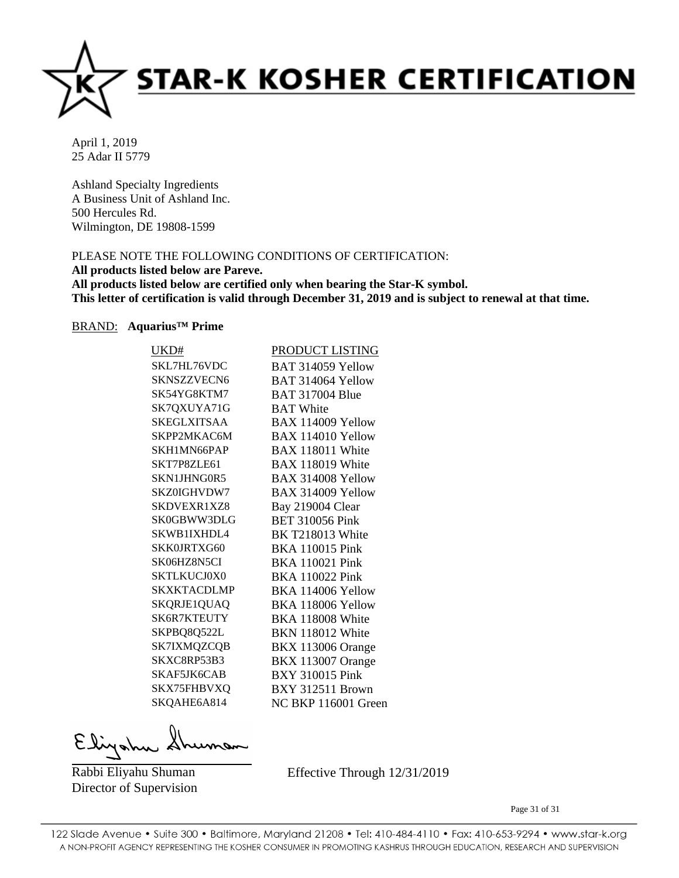# STAR-K KOSHER CERTIFICATION

April 1, 2019
25 Adar II 5779

Ashland Specialty Ingredients
A Business Unit of Ashland Inc.
500 Hercules Rd.
Wilmington, DE 19808-1599

PLEASE NOTE THE FOLLOWING CONDITIONS OF CERTIFICATION:
**All products listed below are Pareve.**
**All products listed below are certified only when bearing the Star-K symbol.**
**This letter of certification is valid through December 31, 2019 and is subject to renewal at that time.**

BRAND: **Aquarius™ Prime**

| UKD# | PRODUCT LISTING |
|---|---|
| SKL7HL76VDC | BAT 314059 Yellow |
| SKNSZZVECN6 | BAT 314064 Yellow |
| SK54YG8KTM7 | BAT 317004 Blue |
| SK7QXUYA71G | BAT White |
| SKEGLXITSAA | BAX 114009 Yellow |
| SKPP2MKAC6M | BAX 114010 Yellow |
| SKH1MN66PAP | BAX 118011 White |
| SKT7P8ZLE61 | BAX 118019 White |
| SKN1JHNG0R5 | BAX 314008 Yellow |
| SKZ0IGHVDW7 | BAX 314009 Yellow |
| SKDVEXR1XZ8 | Bay 219004 Clear |
| SK0GBWW3DLG | BET 310056 Pink |
| SKWB1IXHDL4 | BK T218013 White |
| SKK0JRTXG60 | BKA 110015 Pink |
| SK06HZ8N5CI | BKA 110021 Pink |
| SKTLKUCJ0X0 | BKA 110022 Pink |
| SKXKTACDLMP | BKA 114006 Yellow |
| SKQRJE1QUAQ | BKA 118006 Yellow |
| SK6R7KTEUTY | BKA 118008 White |
| SKPBQ8Q522L | BKN 118012 White |
| SK7IXMQZCQB | BKX 113006 Orange |
| SKXC8RP53B3 | BKX 113007 Orange |
| SKAF5JK6CAB | BXY 310015 Pink |
| SKX75FHBVXQ | BXY 312511 Brown |
| SKQAHE6A814 | NC BKP 116001 Green |

Rabbi Eliyahu Shuman
Director of Supervision

Effective Through 12/31/2019

122 Slade Avenue • Suite 300 • Baltimore, Maryland 21208 • Tel: 410-484-4110 • Fax: 410-653-9294 • www.star-k.org
A NON-PROFIT AGENCY REPRESENTING THE KOSHER CONSUMER IN PROMOTING KASHRUS THROUGH EDUCATION, RESEARCH AND SUPERVISION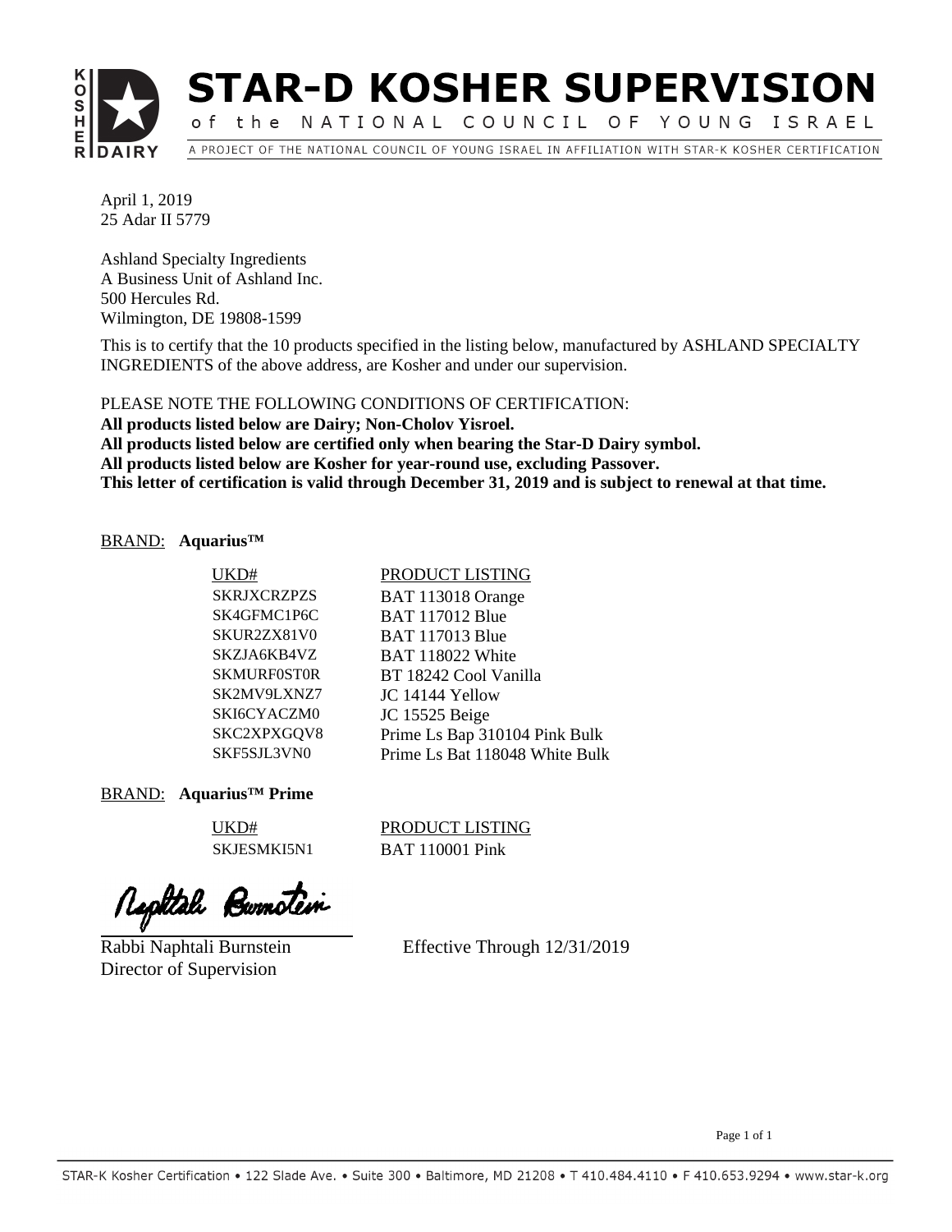# STAR-D KOSHER SUPERVISION

of the NATIONAL COUNCIL OF YOUNG ISRAEL

A PROJECT OF THE NATIONAL COUNCIL OF YOUNG ISRAEL IN AFFILIATION WITH STAR-K KOSHER CERTIFICATION

April 1, 2019
25 Adar II 5779

Ashland Specialty Ingredients
A Business Unit of Ashland Inc.
500 Hercules Rd.
Wilmington, DE 19808-1599

This is to certify that the 10 products specified in the listing below, manufactured by ASHLAND SPECIALTY INGREDIENTS of the above address, are Kosher and under our supervision.

PLEASE NOTE THE FOLLOWING CONDITIONS OF CERTIFICATION:
**All products listed below are Dairy; Non-Cholov Yisroel.**
**All products listed below are certified only when bearing the Star-D Dairy symbol.**
**All products listed below are Kosher for year-round use, excluding Passover.**
**This letter of certification is valid through December 31, 2019 and is subject to renewal at that time.**

BRAND: **Aquarius™**

| UKD# | PRODUCT LISTING |
|---|---|
| SKRJXCRZPZS | BAT 113018 Orange |
| SK4GFMC1P6C | BAT 117012 Blue |
| SKUR2ZX81V0 | BAT 117013 Blue |
| SKZJA6KB4VZ | BAT 118022 White |
| SKMURF0ST0R | BT 18242 Cool Vanilla |
| SK2MV9LXNZ7 | JC 14144 Yellow |
| SKI6CYACZM0 | JC 15525 Beige |
| SKC2XPXGQV8 | Prime Ls Bap 310104 Pink Bulk |
| SKF5SJL3VN0 | Prime Ls Bat 118048 White Bulk |

BRAND: **Aquarius™ Prime**

| UKD# | PRODUCT LISTING |
|---|---|
| SKJESMKI5N1 | BAT 110001 Pink |

Naphtali Burnstein

Rabbi Naphtali Burnstein
Director of Supervision

Effective Through 12/31/2019

STAR-K Kosher Certification • 122 Slade Ave. • Suite 300 • Baltimore, MD 21208 • T 410.484.4110 • F 410.653.9294 • www.star-k.org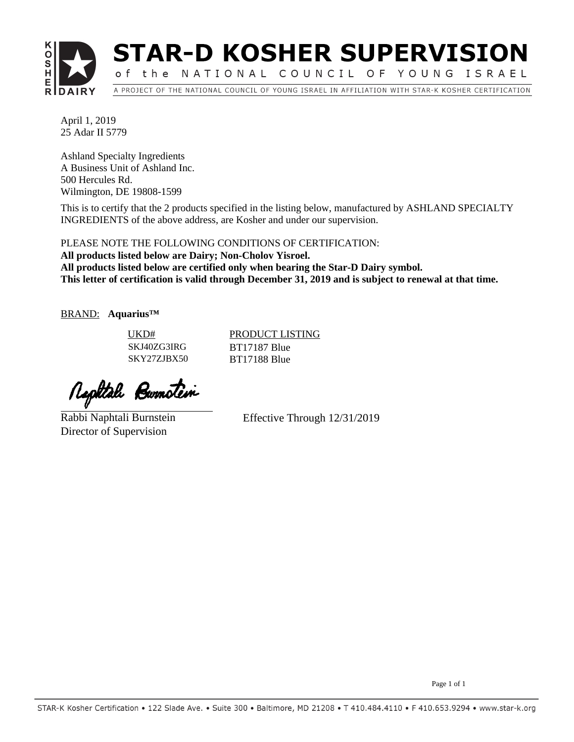# STAR-D KOSHER SUPERVISION

of the NATIONAL COUNCIL OF YOUNG ISRAEL

A PROJECT OF THE NATIONAL COUNCIL OF YOUNG ISRAEL IN AFFILIATION WITH STAR-K KOSHER CERTIFICATION

April 1, 2019
25 Adar II 5779

Ashland Specialty Ingredients
A Business Unit of Ashland Inc.
500 Hercules Rd.
Wilmington, DE 19808-1599

This is to certify that the 2 products specified in the listing below, manufactured by ASHLAND SPECIALTY INGREDIENTS of the above address, are Kosher and under our supervision.

PLEASE NOTE THE FOLLOWING CONDITIONS OF CERTIFICATION:
**All products listed below are Dairy; Non-Cholov Yisroel.**
**All products listed below are certified only when bearing the Star-D Dairy symbol.**
**This letter of certification is valid through December 31, 2019 and is subject to renewal at that time.**

BRAND: **Aquarius™**

| UKD# | PRODUCT LISTING |
|---|---|
| SKJ40ZG3IRG | BT17187 Blue |
| SKY27ZJBX50 | BT17188 Blue |

Rabbi Naphtali Burnstein
Director of Supervision

Effective Through 12/31/2019

STAR-K Kosher Certification • 122 Slade Ave. • Suite 300 • Baltimore, MD 21208 • T 410.484.4110 • F 410.653.9294 • www.star-k.org